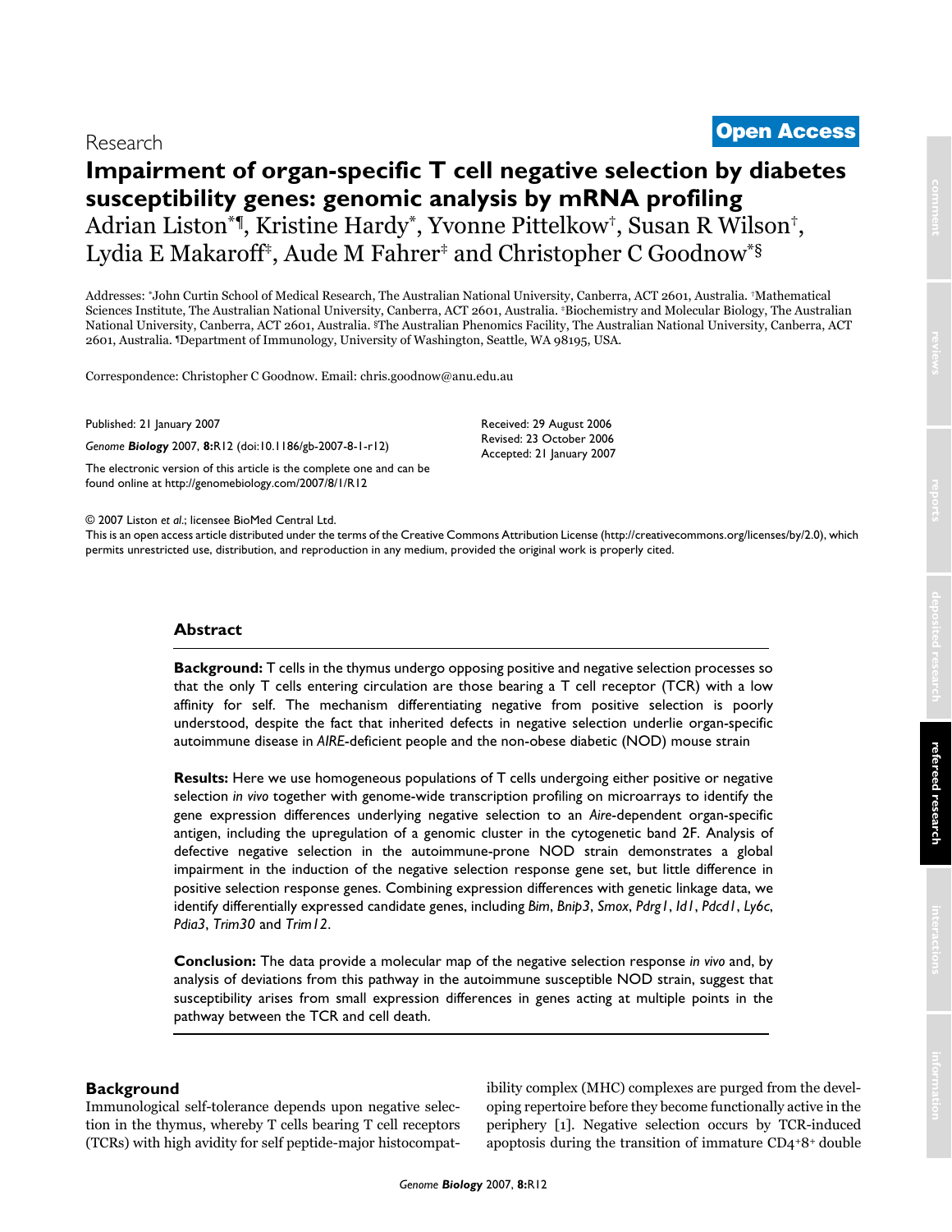Research

**Open Access**

# Impairment of organ-specific T cell negative selection by diabetes susceptibility genes: genomic analysis by mRNA profiling

Adrian Liston*¶, Kristine Hardy*, Yvonne Pittelkow†, Susan R Wilson†, Lydia E Makaroff‡, Aude M Fahrer‡ and Christopher C Goodnow*§

Addresses: *John Curtin School of Medical Research, The Australian National University, Canberra, ACT 2601, Australia. †Mathematical Sciences Institute, The Australian National University, Canberra, ACT 2601, Australia. ‡Biochemistry and Molecular Biology, The Australian National University, Canberra, ACT 2601, Australia. §The Australian Phenomics Facility, The Australian National University, Canberra, ACT 2601, Australia. ¶Department of Immunology, University of Washington, Seattle, WA 98195, USA.

Correspondence: Christopher C Goodnow. Email: chris.goodnow@anu.edu.au

Published: 21 January 2007

*Genome **Biology*** 2007, **8:**R12 (doi:10.1186/gb-2007-8-1-r12)

The electronic version of this article is the complete one and can be found online at http://genomebiology.com/2007/8/1/R12

Received: 29 August 2006
Revised: 23 October 2006
Accepted: 21 January 2007

© 2007 Liston *et al*.; licensee BioMed Central Ltd.
This is an open access article distributed under the terms of the Creative Commons Attribution License (http://creativecommons.org/licenses/by/2.0), which permits unrestricted use, distribution, and reproduction in any medium, provided the original work is properly cited.

## Abstract

**Background:** T cells in the thymus undergo opposing positive and negative selection processes so that the only T cells entering circulation are those bearing a T cell receptor (TCR) with a low affinity for self. The mechanism differentiating negative from positive selection is poorly understood, despite the fact that inherited defects in negative selection underlie organ-specific autoimmune disease in *AIRE*-deficient people and the non-obese diabetic (NOD) mouse strain

**Results:** Here we use homogeneous populations of T cells undergoing either positive or negative selection *in vivo* together with genome-wide transcription profiling on microarrays to identify the gene expression differences underlying negative selection to an *Aire*-dependent organ-specific antigen, including the upregulation of a genomic cluster in the cytogenetic band 2F. Analysis of defective negative selection in the autoimmune-prone NOD strain demonstrates a global impairment in the induction of the negative selection response gene set, but little difference in positive selection response genes. Combining expression differences with genetic linkage data, we identify differentially expressed candidate genes, including *Bim*, *Bnip3*, *Smox*, *Pdrg1*, *Id1*, *Pdcd1*, *Ly6c*, *Pdia3*, *Trim30* and *Trim12*.

**Conclusion:** The data provide a molecular map of the negative selection response *in vivo* and, by analysis of deviations from this pathway in the autoimmune susceptible NOD strain, suggest that susceptibility arises from small expression differences in genes acting at multiple points in the pathway between the TCR and cell death.

## Background

Immunological self-tolerance depends upon negative selection in the thymus, whereby T cells bearing T cell receptors (TCRs) with high avidity for self peptide-major histocompatibility complex (MHC) complexes are purged from the developing repertoire before they become functionally active in the periphery [1]. Negative selection occurs by TCR-induced apoptosis during the transition of immature CD4+8+ double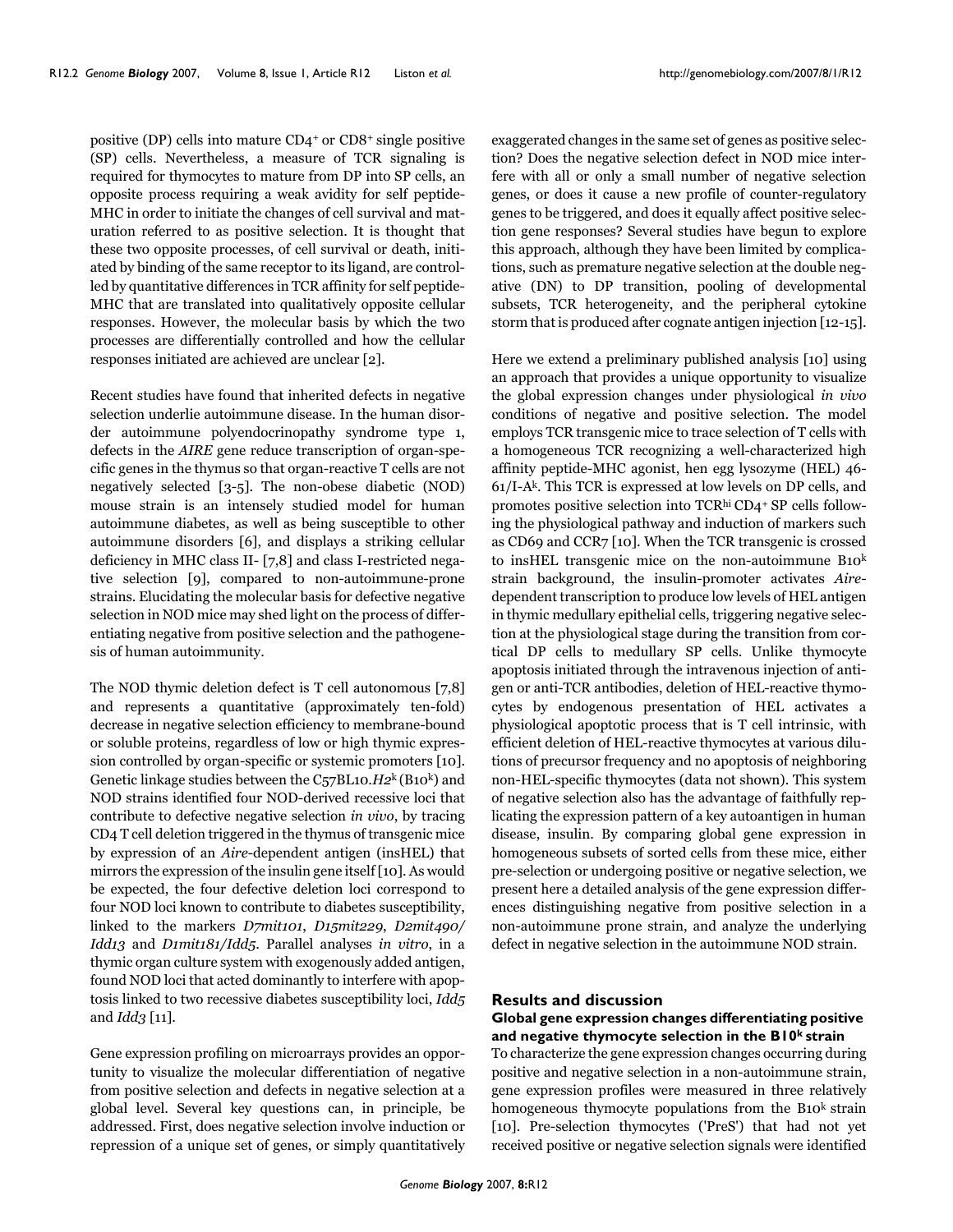positive (DP) cells into mature $CD4^+$ or $CD8^+$ single positive (SP) cells. Nevertheless, a measure of TCR signaling is required for thymocytes to mature from DP into SP cells, an opposite process requiring a weak avidity for self peptide-MHC in order to initiate the changes of cell survival and maturation referred to as positive selection. It is thought that these two opposite processes, of cell survival or death, initiated by binding of the same receptor to its ligand, are controlled by quantitative differences in TCR affinity for self peptide-MHC that are translated into qualitatively opposite cellular responses. However, the molecular basis by which the two processes are differentially controlled and how the cellular responses initiated are achieved are unclear [2].

Recent studies have found that inherited defects in negative selection underlie autoimmune disease. In the human disorder autoimmune polyendocrinopathy syndrome type 1, defects in the *AIRE* gene reduce transcription of organ-specific genes in the thymus so that organ-reactive T cells are not negatively selected [3-5]. The non-obese diabetic (NOD) mouse strain is an intensely studied model for human autoimmune diabetes, as well as being susceptible to other autoimmune disorders [6], and displays a striking cellular deficiency in MHC class II- [7,8] and class I-restricted negative selection [9], compared to non-autoimmune-prone strains. Elucidating the molecular basis for defective negative selection in NOD mice may shed light on the process of differentiating negative from positive selection and the pathogenesis of human autoimmunity.

The NOD thymic deletion defect is T cell autonomous [7,8] and represents a quantitative (approximately ten-fold) decrease in negative selection efficiency to membrane-bound or soluble proteins, regardless of low or high thymic expression controlled by organ-specific or systemic promoters [10]. Genetic linkage studies between the C57BL10.*H2*$^k$ (B10$^k$) and NOD strains identified four NOD-derived recessive loci that contribute to defective negative selection *in vivo*, by tracing CD4 T cell deletion triggered in the thymus of transgenic mice by expression of an *Aire*-dependent antigen (insHEL) that mirrors the expression of the insulin gene itself [10]. As would be expected, the four defective deletion loci correspond to four NOD loci known to contribute to diabetes susceptibility, linked to the markers *D7mit101*, *D15mit229*, *D2mit490/Idd13* and *D1mit181/Idd5*. Parallel analyses *in vitro*, in a thymic organ culture system with exogenously added antigen, found NOD loci that acted dominantly to interfere with apoptosis linked to two recessive diabetes susceptibility loci, *Idd5* and *Idd3* [11].

Gene expression profiling on microarrays provides an opportunity to visualize the molecular differentiation of negative from positive selection and defects in negative selection at a global level. Several key questions can, in principle, be addressed. First, does negative selection involve induction or repression of a unique set of genes, or simply quantitatively exaggerated changes in the same set of genes as positive selection? Does the negative selection defect in NOD mice interfere with all or only a small number of negative selection genes, or does it cause a new profile of counter-regulatory genes to be triggered, and does it equally affect positive selection gene responses? Several studies have begun to explore this approach, although they have been limited by complications, such as premature negative selection at the double negative (DN) to DP transition, pooling of developmental subsets, TCR heterogeneity, and the peripheral cytokine storm that is produced after cognate antigen injection [12-15].

Here we extend a preliminary published analysis [10] using an approach that provides a unique opportunity to visualize the global expression changes under physiological *in vivo* conditions of negative and positive selection. The model employs TCR transgenic mice to trace selection of T cells with a homogeneous TCR recognizing a well-characterized high affinity peptide-MHC agonist, hen egg lysozyme (HEL) 46-61/I-A$^k$. This TCR is expressed at low levels on DP cells, and promotes positive selection into TCR$^{hi}$ $CD4^+$ SP cells following the physiological pathway and induction of markers such as CD69 and CCR7 [10]. When the TCR transgenic is crossed to insHEL transgenic mice on the non-autoimmune B10$^k$ strain background, the insulin-promoter activates *Aire*-dependent transcription to produce low levels of HEL antigen in thymic medullary epithelial cells, triggering negative selection at the physiological stage during the transition from cortical DP cells to medullary SP cells. Unlike thymocyte apoptosis initiated through the intravenous injection of antigen or anti-TCR antibodies, deletion of HEL-reactive thymocytes by endogenous presentation of HEL activates a physiological apoptotic process that is T cell intrinsic, with efficient deletion of HEL-reactive thymocytes at various dilutions of precursor frequency and no apoptosis of neighboring non-HEL-specific thymocytes (data not shown). This system of negative selection also has the advantage of faithfully replicating the expression pattern of a key autoantigen in human disease, insulin. By comparing global gene expression in homogeneous subsets of sorted cells from these mice, either pre-selection or undergoing positive or negative selection, we present here a detailed analysis of the gene expression differences distinguishing negative from positive selection in a non-autoimmune prone strain, and analyze the underlying defect in negative selection in the autoimmune NOD strain.

## Results and discussion

### Global gene expression changes differentiating positive and negative thymocyte selection in the B10$^k$ strain

To characterize the gene expression changes occurring during positive and negative selection in a non-autoimmune strain, gene expression profiles were measured in three relatively homogeneous thymocyte populations from the B10$^k$ strain [10]. Pre-selection thymocytes ('PreS') that had not yet received positive or negative selection signals were identified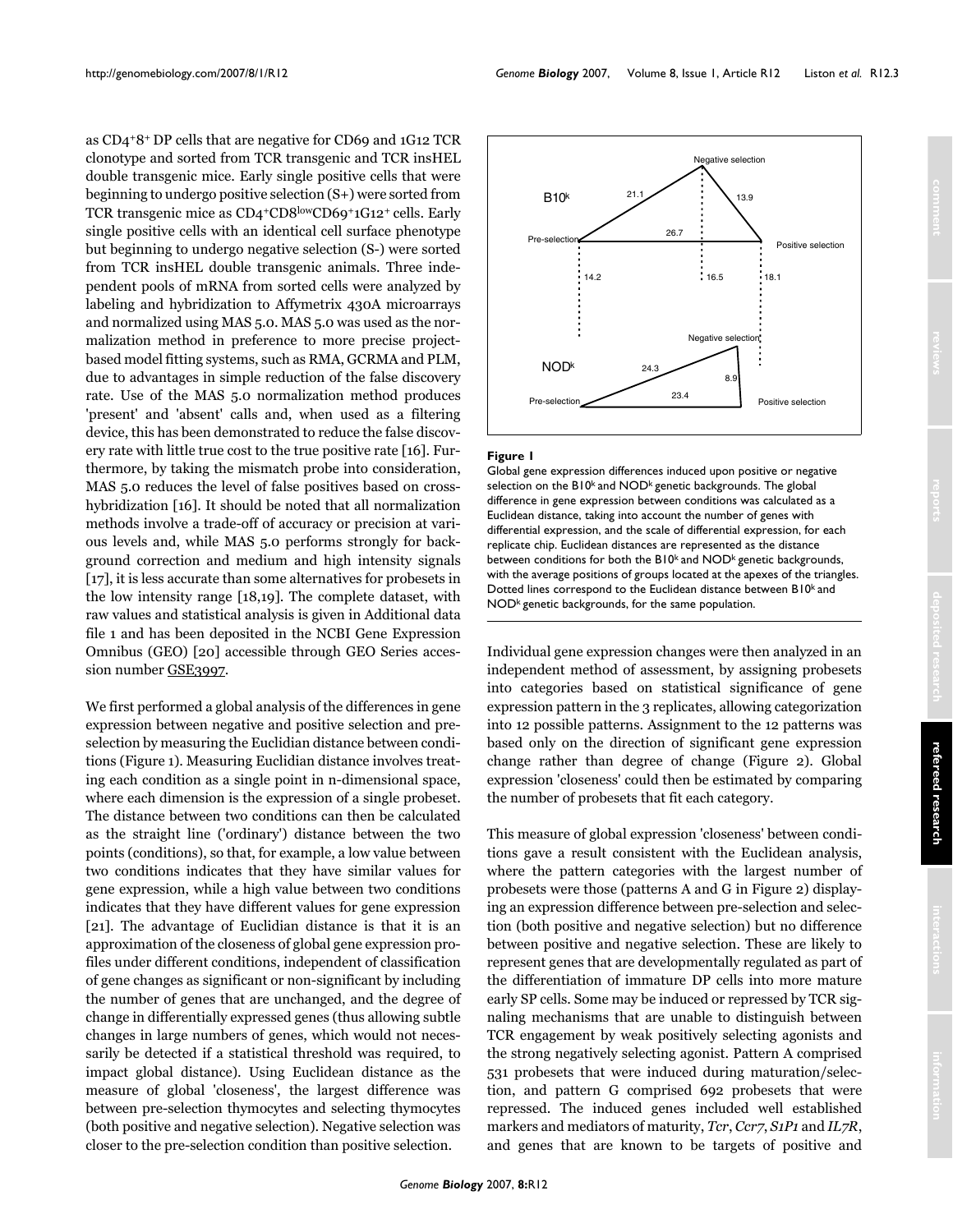as CD4+8+ DP cells that are negative for CD69 and 1G12 TCR clonotype and sorted from TCR transgenic and TCR insHEL double transgenic mice. Early single positive cells that were beginning to undergo positive selection (S+) were sorted from TCR transgenic mice as CD4+CD8lowCD69+1G12+ cells. Early single positive cells with an identical cell surface phenotype but beginning to undergo negative selection (S-) were sorted from TCR insHEL double transgenic animals. Three independent pools of mRNA from sorted cells were analyzed by labeling and hybridization to Affymetrix 430A microarrays and normalized using MAS 5.0. MAS 5.0 was used as the normalization method in preference to more precise project-based model fitting systems, such as RMA, GCRMA and PLM, due to advantages in simple reduction of the false discovery rate. Use of the MAS 5.0 normalization method produces 'present' and 'absent' calls and, when used as a filtering device, this has been demonstrated to reduce the false discovery rate with little true cost to the true positive rate [16]. Furthermore, by taking the mismatch probe into consideration, MAS 5.0 reduces the level of false positives based on cross-hybridization [16]. It should be noted that all normalization methods involve a trade-off of accuracy or precision at various levels and, while MAS 5.0 performs strongly for background correction and medium and high intensity signals [17], it is less accurate than some alternatives for probesets in the low intensity range [18,19]. The complete dataset, with raw values and statistical analysis is given in Additional data file 1 and has been deposited in the NCBI Gene Expression Omnibus (GEO) [20] accessible through GEO Series accession number GSE3997.

We first performed a global analysis of the differences in gene expression between negative and positive selection and pre-selection by measuring the Euclidian distance between conditions (Figure 1). Measuring Euclidian distance involves treating each condition as a single point in n-dimensional space, where each dimension is the expression of a single probeset. The distance between two conditions can then be calculated as the straight line ('ordinary') distance between the two points (conditions), so that, for example, a low value between two conditions indicates that they have similar values for gene expression, while a high value between two conditions indicates that they have different values for gene expression [21]. The advantage of Euclidian distance is that it is an approximation of the closeness of global gene expression profiles under different conditions, independent of classification of gene changes as significant or non-significant by including the number of genes that are unchanged, and the degree of change in differentially expressed genes (thus allowing subtle changes in large numbers of genes, which would not necessarily be detected if a statistical threshold was required, to impact global distance). Using Euclidean distance as the measure of global 'closeness', the largest difference was between pre-selection thymocytes and selecting thymocytes (both positive and negative selection). Negative selection was closer to the pre-selection condition than positive selection.

**Figure 1**

Global gene expression differences induced upon positive or negative selection on the B10k and NODk genetic backgrounds. The global difference in gene expression between conditions was calculated as a Euclidean distance, taking into account the number of genes with differential expression, and the scale of differential expression, for each replicate chip. Euclidean distances are represented as the distance between conditions for both the B10k and NODk genetic backgrounds, with the average positions of groups located at the apexes of the triangles. Dotted lines correspond to the Euclidean distance between B10k and NODk genetic backgrounds, for the same population.

Individual gene expression changes were then analyzed in an independent method of assessment, by assigning probesets into categories based on statistical significance of gene expression pattern in the 3 replicates, allowing categorization into 12 possible patterns. Assignment to the 12 patterns was based only on the direction of significant gene expression change rather than degree of change (Figure 2). Global expression 'closeness' could then be estimated by comparing the number of probesets that fit each category.

This measure of global expression 'closeness' between conditions gave a result consistent with the Euclidean analysis, where the pattern categories with the largest number of probesets were those (patterns A and G in Figure 2) displaying an expression difference between pre-selection and selection (both positive and negative selection) but no difference between positive and negative selection. These are likely to represent genes that are developmentally regulated as part of the differentiation of immature DP cells into more mature early SP cells. Some may be induced or repressed by TCR signaling mechanisms that are unable to distinguish between TCR engagement by weak positively selecting agonists and the strong negatively selecting agonist. Pattern A comprised 531 probesets that were induced during maturation/selection, and pattern G comprised 692 probesets that were repressed. The induced genes included well established markers and mediators of maturity, *Tcr*, *Ccr7*, *S1P1* and *IL7R*, and genes that are known to be targets of positive and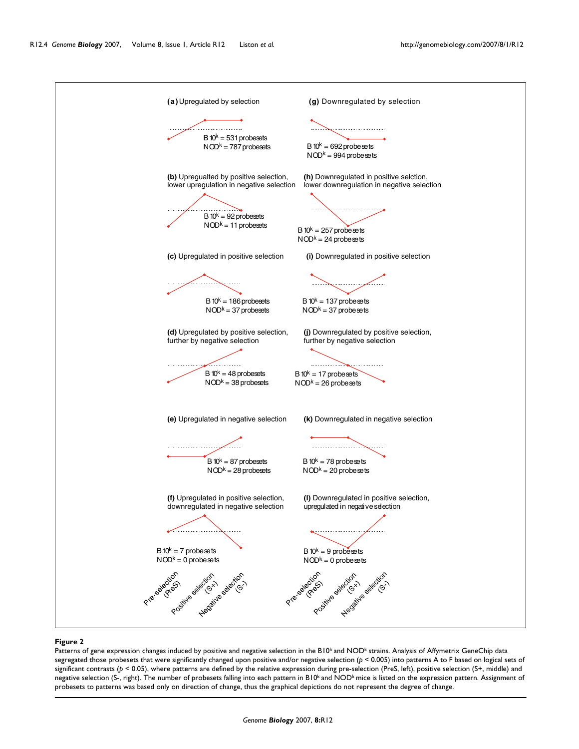**(a)** Upregulated by selection

B $10^k$ = 531 probesets
NOD$^k$ = 787 probesets

**(g)** Downregulated by selection

B $10^k$ = 692 probesets
NOD$^k$ = 994 probesets

**(b)** Upregualted by positive selection, lower upregulation in negative selection

B $10^k$ = 92 probesets
NOD$^k$ = 11 probesets

**(h)** Downregulated in positive selction, lower downregulation in negative selection

B $10^k$ = 257 probesets
NOD$^k$ = 24 probesets

**(c)** Upregulated in positive selection

B $10^k$ = 186 probesets
NOD$^k$ = 37 probesets

**(i)** Downregulated in positive selection

B $10^k$ = 137 probesets
NOD$^k$ = 37 probesets

**(d)** Upregulated by positive selection, further by negative selection

B $10^k$ = 48 probesets
NOD$^k$ = 38 probesets

**(j)** Downregulated by positive selection, further by negative selection

B $10^k$ = 17 probesets
NOD$^k$ = 26 probesets

**(e)** Upregulated in negative selection

B $10^k$ = 87 probesets
NOD$^k$ = 28 probesets

**(k)** Downregulated in negative selection

B $10^k$ = 78 probesets
NOD$^k$ = 20 probesets

**(f)** Upregulated in positive selection, downregulated in negative selection

B $10^k$ = 7 probesets
NOD$^k$ = 0 probesets

**(l)** Downregulated in positive selection, upregulated in negative selection

B $10^k$ = 9 probesets
NOD$^k$ = 0 probesets

Pre-selection (PreS) | Positive selection (S+) | Negative selection (S-)

**Figure 2**

Patterns of gene expression changes induced by positive and negative selection in the B10$^k$ and NOD$^k$ strains. Analysis of Affymetrix GeneChip data segregated those probesets that were significantly changed upon positive and/or negative selection ($p < 0.005$) into patterns A to F based on logical sets of significant contrasts ($p < 0.05$), where patterns are defined by the relative expression during pre-selection (PreS, left), positive selection (S+, middle) and negative selection (S-, right). The number of probesets falling into each pattern in B10$^k$ and NOD$^k$ mice is listed on the expression pattern. Assignment of probesets to patterns was based only on direction of change, thus the graphical depictions do not represent the degree of change.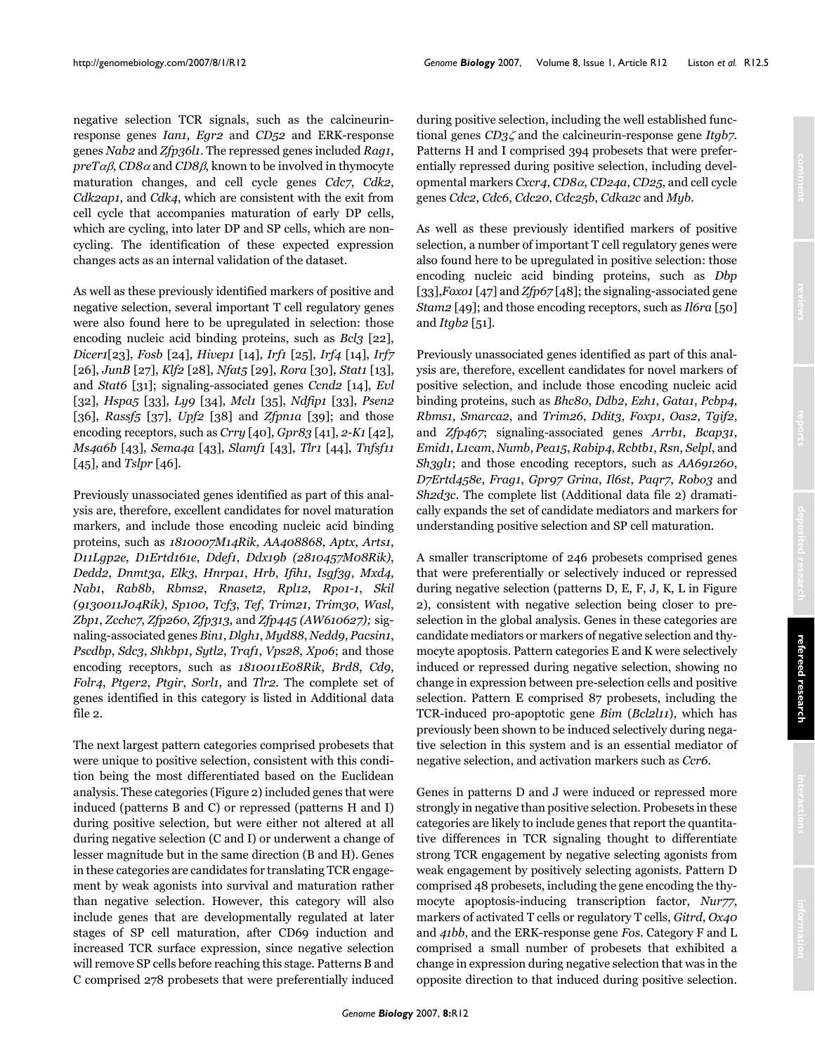negative selection TCR signals, such as the calcineurin-response genes *Ian1*, *Egr2* and *CD52* and ERK-response genes *Nab2* and *Zfp36l1*. The repressed genes included *Rag1*, *preTαβ*, *CD8α* and *CD8β*, known to be involved in thymocyte maturation changes, and cell cycle genes *Cdc7*, *Cdk2*, *Cdk2ap1*, and *Cdk4*, which are consistent with the exit from cell cycle that accompanies maturation of early DP cells, which are cycling, into later DP and SP cells, which are non-cycling. The identification of these expected expression changes acts as an internal validation of the dataset.

As well as these previously identified markers of positive and negative selection, several important T cell regulatory genes were also found here to be upregulated in selection: those encoding nucleic acid binding proteins, such as *Bcl3* [22], *Dicer1*[23], *Fosb* [24], *Hivep1* [14], *Irf1* [25], *Irf4* [14], *Irf7* [26], *JunB* [27], *Klf2* [28], *Nfat5* [29], *Rora* [30], *Stat1* [13], and *Stat6* [31]; signaling-associated genes *Ccnd2* [14], *Evl* [32], *Hspa5* [33], *Ly9* [34], *Mcl1* [35], *Ndfip1* [33], *Psen2* [36], *Rassf5* [37], *Upf2* [38] and *Zfpn1a* [39]; and those encoding receptors, such as *Crry* [40], *Gpr83* [41], *2-K1* [42], *Ms4a6b* [43], *Sema4a* [43], *Slamf1* [43], *Tlr1* [44], *Tnfsf11* [45], and *Tslpr* [46].

Previously unassociated genes identified as part of this analysis are, therefore, excellent candidates for novel maturation markers, and include those encoding nucleic acid binding proteins, such as *1810007M14Rik*, *AA408868*, *Aptx*, *Arts1*, *D11Lgp2e*, *D1Ertd161e*, *Ddef1*, *Ddx19b (2810457M08Rik)*, *Dedd2*, *Dnmt3a*, *Elk3*, *Hnrpa1*, *Hrb*, *Ifih1*, *Isgf3g*, *Mxd4*, *Nab1*, *Rab8b*, *Rbms2*, *Rnaset2*, *Rpl12*, *Rpo1-1*, *Skil (9130011J04Rik)*, *Sp100*, *Tcf3*, *Tef*, *Trim21*, *Trim30*, *Wasl*, *Zbp1*, *Zcchc7*, *Zfp260*, *Zfp313*, and *Zfp445 (AW610627);* signaling-associated genes *Bin1*, *Dlgh1*, *Myd88*, *Nedd9*, *Pacsin1*, *Pscdbp*, *Sdc3*, *Shkbp1*, *Sytl2*, *Traf1*, *Vps28*, *Xpo6*; and those encoding receptors, such as *1810011E08Rik*, *Brd8*, *Cd9*, *Folr4*, *Ptger2*, *Ptgir*, *Sorl1*, and *Tlr2*. The complete set of genes identified in this category is listed in Additional data file 2.

The next largest pattern categories comprised probesets that were unique to positive selection, consistent with this condition being the most differentiated based on the Euclidean analysis. These categories (Figure 2) included genes that were induced (patterns B and C) or repressed (patterns H and I) during positive selection, but were either not altered at all during negative selection (C and I) or underwent a change of lesser magnitude but in the same direction (B and H). Genes in these categories are candidates for translating TCR engagement by weak agonists into survival and maturation rather than negative selection. However, this category will also include genes that are developmentally regulated at later stages of SP cell maturation, after CD69 induction and increased TCR surface expression, since negative selection will remove SP cells before reaching this stage. Patterns B and C comprised 278 probesets that were preferentially induced during positive selection, including the well established functional genes *CD3ζ* and the calcineurin-response gene *Itgb7*. Patterns H and I comprised 394 probesets that were preferentially repressed during positive selection, including developmental markers *Cxcr4*, *CD8α*, *CD24a*, *CD25*, and cell cycle genes *Cdc2*, *Cdc6*, *Cdc20*, *Cdc25b*, *Cdka2c* and *Myb*.

As well as these previously identified markers of positive selection, a number of important T cell regulatory genes were also found here to be upregulated in positive selection: those encoding nucleic acid binding proteins, such as *Dbp* [33],*Foxo1* [47] and *Zfp67* [48]; the signaling-associated gene *Stam2* [49]; and those encoding receptors, such as *Il6ra* [50] and *Itgb2* [51].

Previously unassociated genes identified as part of this analysis are, therefore, excellent candidates for novel markers of positive selection, and include those encoding nucleic acid binding proteins, such as *Bhc80*, *Ddb2*, *Ezh1*, *Gata1*, *Pcbp4*, *Rbms1*, *Smarca2*, and *Trim26*, *Ddit3*, *Foxp1*, *Oas2*, *Tgif2*, and *Zfp467*; signaling-associated genes *Arrb1*, *Bcap31*, *Emid1*, *L1cam*, *Numb*, *Pea15*, *Rabip4*, *Rcbtb1*, *Rsn*, *Selpl*, and *Sh3gl1*; and those encoding receptors, such as *AA691260*, *D7Ertd458e*, *Frag1*, *Gpr97 Grina*, *Il6st*, *Paqr7*, *Robo3* and *Sh2d3c*. The complete list (Additional data file 2) dramatically expands the set of candidate mediators and markers for understanding positive selection and SP cell maturation.

A smaller transcriptome of 246 probesets comprised genes that were preferentially or selectively induced or repressed during negative selection (patterns D, E, F, J, K, L in Figure 2), consistent with negative selection being closer to pre-selection in the global analysis. Genes in these categories are candidate mediators or markers of negative selection and thymocyte apoptosis. Pattern categories E and K were selectively induced or repressed during negative selection, showing no change in expression between pre-selection cells and positive selection. Pattern E comprised 87 probesets, including the TCR-induced pro-apoptotic gene *Bim* (*Bcl2l11*), which has previously been shown to be induced selectively during negative selection in this system and is an essential mediator of negative selection, and activation markers such as *Ccr6*.

Genes in patterns D and J were induced or repressed more strongly in negative than positive selection. Probesets in these categories are likely to include genes that report the quantitative differences in TCR signaling thought to differentiate strong TCR engagement by negative selecting agonists from weak engagement by positively selecting agonists. Pattern D comprised 48 probesets, including the gene encoding the thymocyte apoptosis-inducing transcription factor, *Nur77*, markers of activated T cells or regulatory T cells, *Gitrd*, *Ox40* and *41bb*, and the ERK-response gene *Fos*. Category F and L comprised a small number of probesets that exhibited a change in expression during negative selection that was in the opposite direction to that induced during positive selection.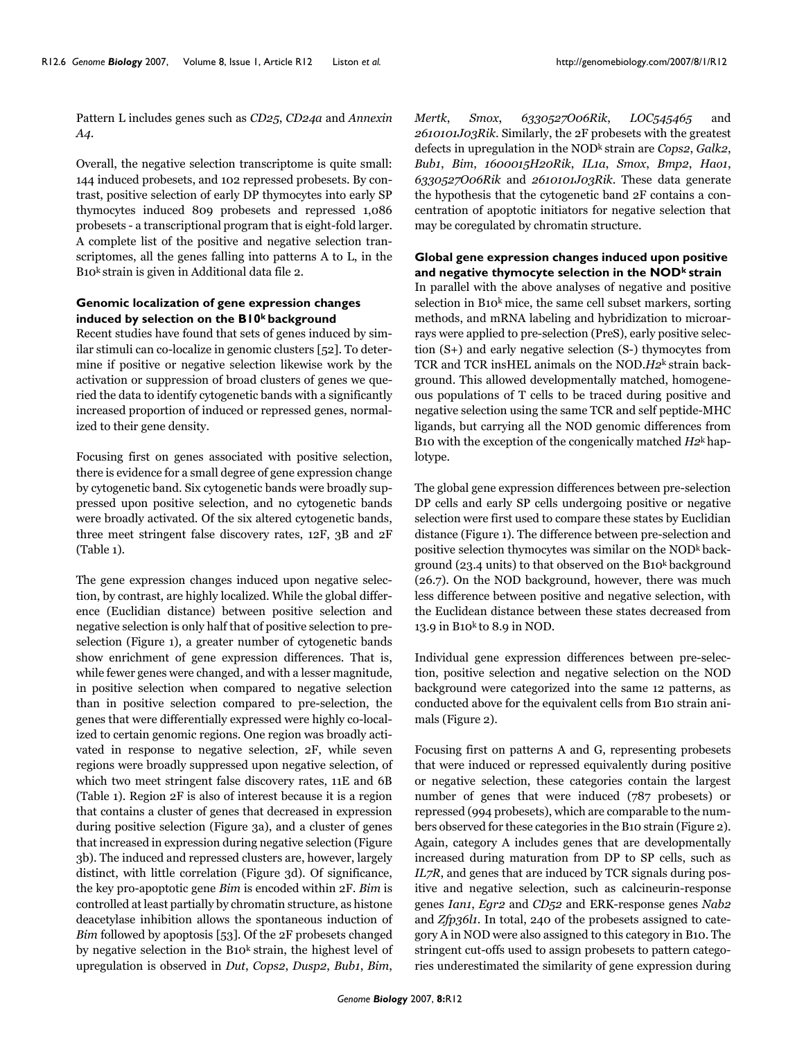Pattern L includes genes such as *CD25*, *CD24a* and *Annexin A4*.

Overall, the negative selection transcriptome is quite small: 144 induced probesets, and 102 repressed probesets. By contrast, positive selection of early DP thymocytes into early SP thymocytes induced 809 probesets and repressed 1,086 probesets - a transcriptional program that is eight-fold larger. A complete list of the positive and negative selection transcriptomes, all the genes falling into patterns A to L, in the $B10^k$ strain is given in Additional data file 2.

### Genomic localization of gene expression changes induced by selection on the $B10^k$ background

Recent studies have found that sets of genes induced by similar stimuli can co-localize in genomic clusters [52]. To determine if positive or negative selection likewise work by the activation or suppression of broad clusters of genes we queried the data to identify cytogenetic bands with a significantly increased proportion of induced or repressed genes, normalized to their gene density.

Focusing first on genes associated with positive selection, there is evidence for a small degree of gene expression change by cytogenetic band. Six cytogenetic bands were broadly suppressed upon positive selection, and no cytogenetic bands were broadly activated. Of the six altered cytogenetic bands, three meet stringent false discovery rates, 12F, 3B and 2F (Table 1).

The gene expression changes induced upon negative selection, by contrast, are highly localized. While the global difference (Euclidian distance) between positive selection and negative selection is only half that of positive selection to preselection (Figure 1), a greater number of cytogenetic bands show enrichment of gene expression differences. That is, while fewer genes were changed, and with a lesser magnitude, in positive selection when compared to negative selection than in positive selection compared to pre-selection, the genes that were differentially expressed were highly co-localized to certain genomic regions. One region was broadly activated in response to negative selection, 2F, while seven regions were broadly suppressed upon negative selection, of which two meet stringent false discovery rates, 11E and 6B (Table 1). Region 2F is also of interest because it is a region that contains a cluster of genes that decreased in expression during positive selection (Figure 3a), and a cluster of genes that increased in expression during negative selection (Figure 3b). The induced and repressed clusters are, however, largely distinct, with little correlation (Figure 3d). Of significance, the key pro-apoptotic gene *Bim* is encoded within 2F. *Bim* is controlled at least partially by chromatin structure, as histone deacetylase inhibition allows the spontaneous induction of *Bim* followed by apoptosis [53]. Of the 2F probesets changed by negative selection in the $B10^k$ strain, the highest level of upregulation is observed in *Dut*, *Cops2*, *Dusp2*, *Bub1*, *Bim*, *Mertk*, *Smox*, *6330527O06Rik*, *LOC545465* and *2610101J03Rik*. Similarly, the 2F probesets with the greatest defects in upregulation in the $NOD^k$ strain are *Cops2*, *Galk2*, *Bub1*, *Bim*, *1600015H20Rik*, *IL1a*, *Smox*, *Bmp2*, *Hao1*, *6330527O06Rik* and *2610101J03Rik*. These data generate the hypothesis that the cytogenetic band 2F contains a concentration of apoptotic initiators for negative selection that may be coregulated by chromatin structure.

### Global gene expression changes induced upon positive and negative thymocyte selection in the $NOD^k$ strain

In parallel with the above analyses of negative and positive selection in $B10^k$ mice, the same cell subset markers, sorting methods, and mRNA labeling and hybridization to microarrays were applied to pre-selection (PreS), early positive selection (S+) and early negative selection (S-) thymocytes from TCR and TCR insHEL animals on the NOD.*H2*$^k$ strain background. This allowed developmentally matched, homogeneous populations of T cells to be traced during positive and negative selection using the same TCR and self peptide-MHC ligands, but carrying all the NOD genomic differences from B10 with the exception of the congenically matched *H2*$^k$ haplotype.

The global gene expression differences between pre-selection DP cells and early SP cells undergoing positive or negative selection were first used to compare these states by Euclidian distance (Figure 1). The difference between pre-selection and positive selection thymocytes was similar on the $NOD^k$ background (23.4 units) to that observed on the $B10^k$ background (26.7). On the NOD background, however, there was much less difference between positive and negative selection, with the Euclidean distance between these states decreased from 13.9 in $B10^k$ to 8.9 in NOD.

Individual gene expression differences between pre-selection, positive selection and negative selection on the NOD background were categorized into the same 12 patterns, as conducted above for the equivalent cells from B10 strain animals (Figure 2).

Focusing first on patterns A and G, representing probesets that were induced or repressed equivalently during positive or negative selection, these categories contain the largest number of genes that were induced (787 probesets) or repressed (994 probesets), which are comparable to the numbers observed for these categories in the B10 strain (Figure 2). Again, category A includes genes that are developmentally increased during maturation from DP to SP cells, such as *IL7R*, and genes that are induced by TCR signals during positive and negative selection, such as calcineurin-response genes *Ian1*, *Egr2* and *CD52* and ERK-response genes *Nab2* and *Zfp36l1*. In total, 240 of the probesets assigned to category A in NOD were also assigned to this category in B10. The stringent cut-offs used to assign probesets to pattern categories underestimated the similarity of gene expression during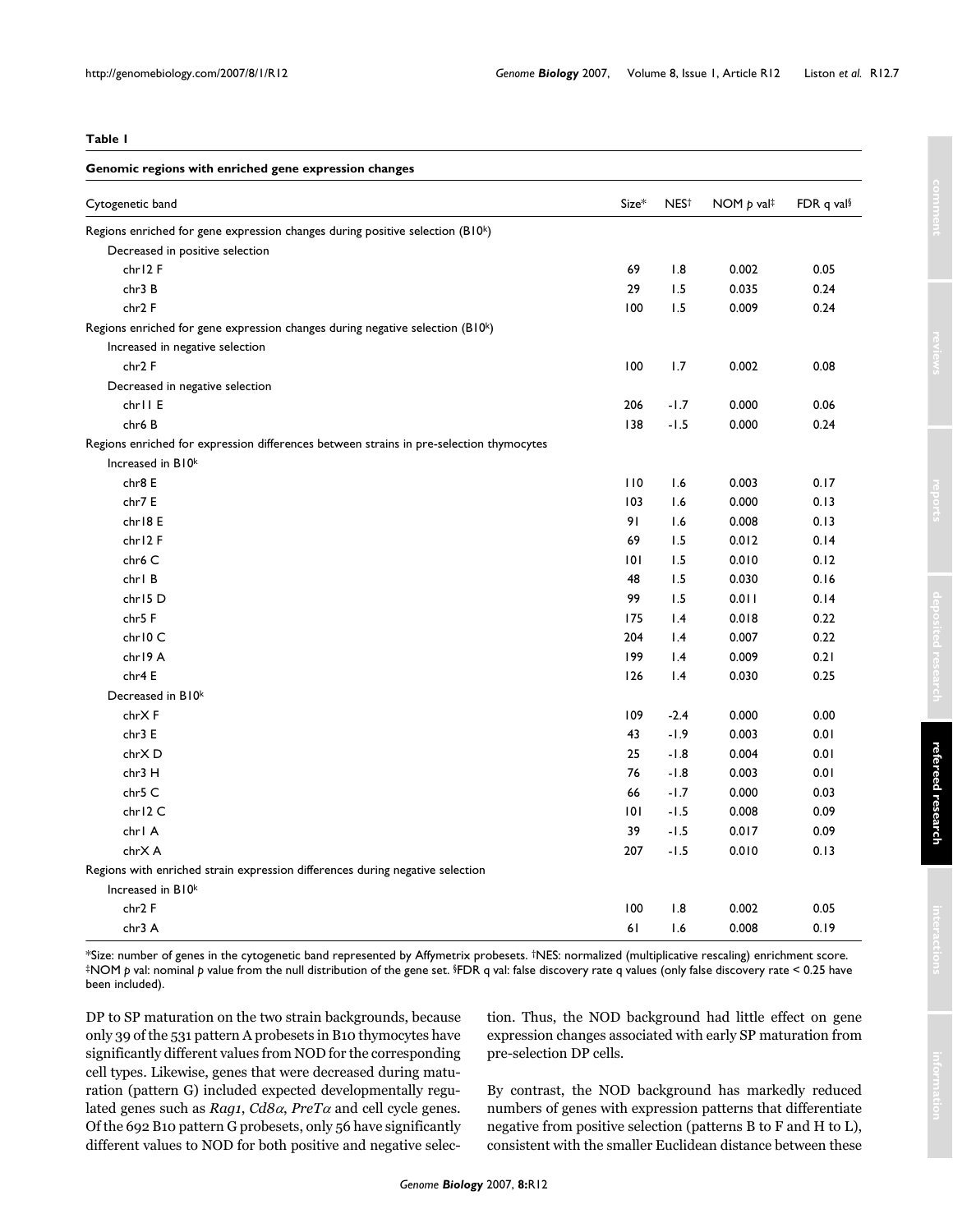**Table 1**

**Genomic regions with enriched gene expression changes**

| Cytogenetic band | Size* | NES† | NOM *p* val‡ | FDR q val§ |
|---|---|---|---|---|
| Regions enriched for gene expression changes during positive selection (B10[k]) | | | | |
| Decreased in positive selection | | | | |
| chr12 F | 69 | 1.8 | 0.002 | 0.05 |
| chr3 B | 29 | 1.5 | 0.035 | 0.24 |
| chr2 F | 100 | 1.5 | 0.009 | 0.24 |
| Regions enriched for gene expression changes during negative selection (B10[k]) | | | | |
| Increased in negative selection | | | | |
| chr2 F | 100 | 1.7 | 0.002 | 0.08 |
| Decreased in negative selection | | | | |
| chr11 E | 206 | -1.7 | 0.000 | 0.06 |
| chr6 B | 138 | -1.5 | 0.000 | 0.24 |
| Regions enriched for expression differences between strains in pre-selection thymocytes | | | | |
| Increased in B10[k] | | | | |
| chr8 E | 110 | 1.6 | 0.003 | 0.17 |
| chr7 E | 103 | 1.6 | 0.000 | 0.13 |
| chr18 E | 91 | 1.6 | 0.008 | 0.13 |
| chr12 F | 69 | 1.5 | 0.012 | 0.14 |
| chr6 C | 101 | 1.5 | 0.010 | 0.12 |
| chr1 B | 48 | 1.5 | 0.030 | 0.16 |
| chr15 D | 99 | 1.5 | 0.011 | 0.14 |
| chr5 F | 175 | 1.4 | 0.018 | 0.22 |
| chr10 C | 204 | 1.4 | 0.007 | 0.22 |
| chr19 A | 199 | 1.4 | 0.009 | 0.21 |
| chr4 E | 126 | 1.4 | 0.030 | 0.25 |
| Decreased in B10[k] | | | | |
| chrX F | 109 | -2.4 | 0.000 | 0.00 |
| chr3 E | 43 | -1.9 | 0.003 | 0.01 |
| chrX D | 25 | -1.8 | 0.004 | 0.01 |
| chr3 H | 76 | -1.8 | 0.003 | 0.01 |
| chr5 C | 66 | -1.7 | 0.000 | 0.03 |
| chr12 C | 101 | -1.5 | 0.008 | 0.09 |
| chr1 A | 39 | -1.5 | 0.017 | 0.09 |
| chrX A | 207 | -1.5 | 0.010 | 0.13 |
| Regions with enriched strain expression differences during negative selection | | | | |
| Increased in B10[k] | | | | |
| chr2 F | 100 | 1.8 | 0.002 | 0.05 |
| chr3 A | 61 | 1.6 | 0.008 | 0.19 |

*Size: number of genes in the cytogenetic band represented by Affymetrix probesets. †NES: normalized (multiplicative rescaling) enrichment score. ‡NOM *p* val: nominal *p* value from the null distribution of the gene set. §FDR q val: false discovery rate q values (only false discovery rate < 0.25 have been included).

DP to SP maturation on the two strain backgrounds, because only 39 of the 531 pattern A probesets in B10 thymocytes have significantly different values from NOD for the corresponding cell types. Likewise, genes that were decreased during maturation (pattern G) included expected developmentally regulated genes such as *Rag1*, *Cd8α*, *PreTα* and cell cycle genes. Of the 692 B10 pattern G probesets, only 56 have significantly different values to NOD for both positive and negative selection. Thus, the NOD background had little effect on gene expression changes associated with early SP maturation from pre-selection DP cells.

By contrast, the NOD background has markedly reduced numbers of genes with expression patterns that differentiate negative from positive selection (patterns B to F and H to L), consistent with the smaller Euclidean distance between these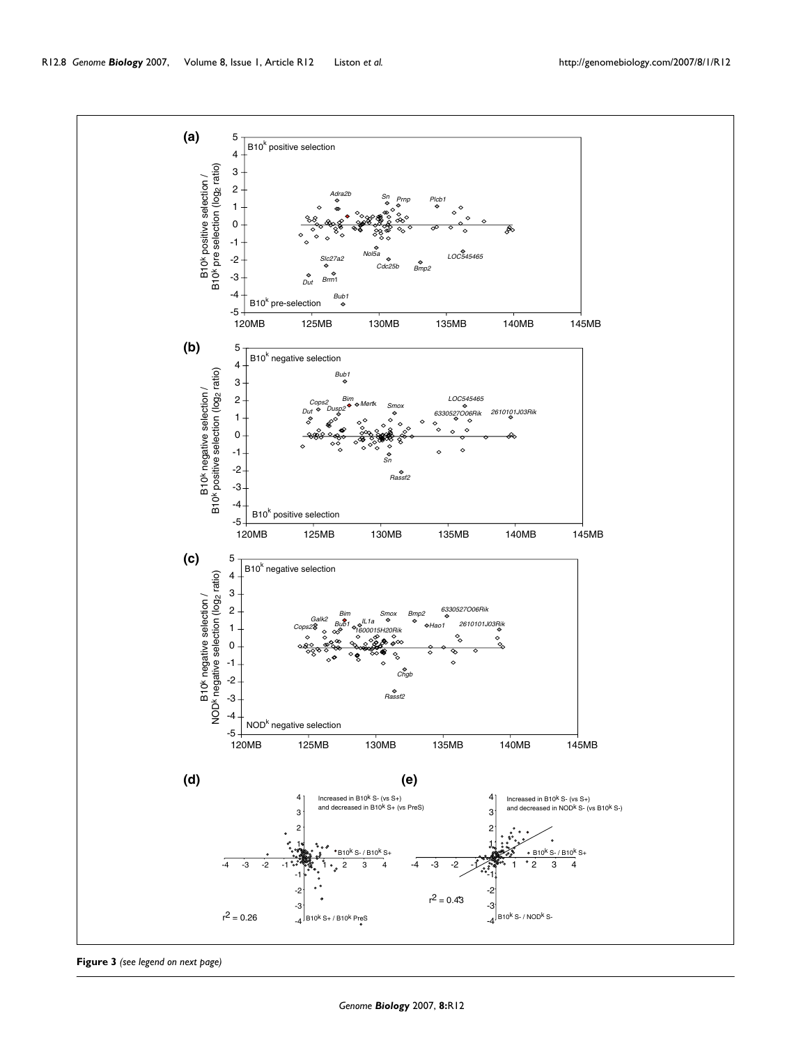**Figure 3** *(see legend on next page)*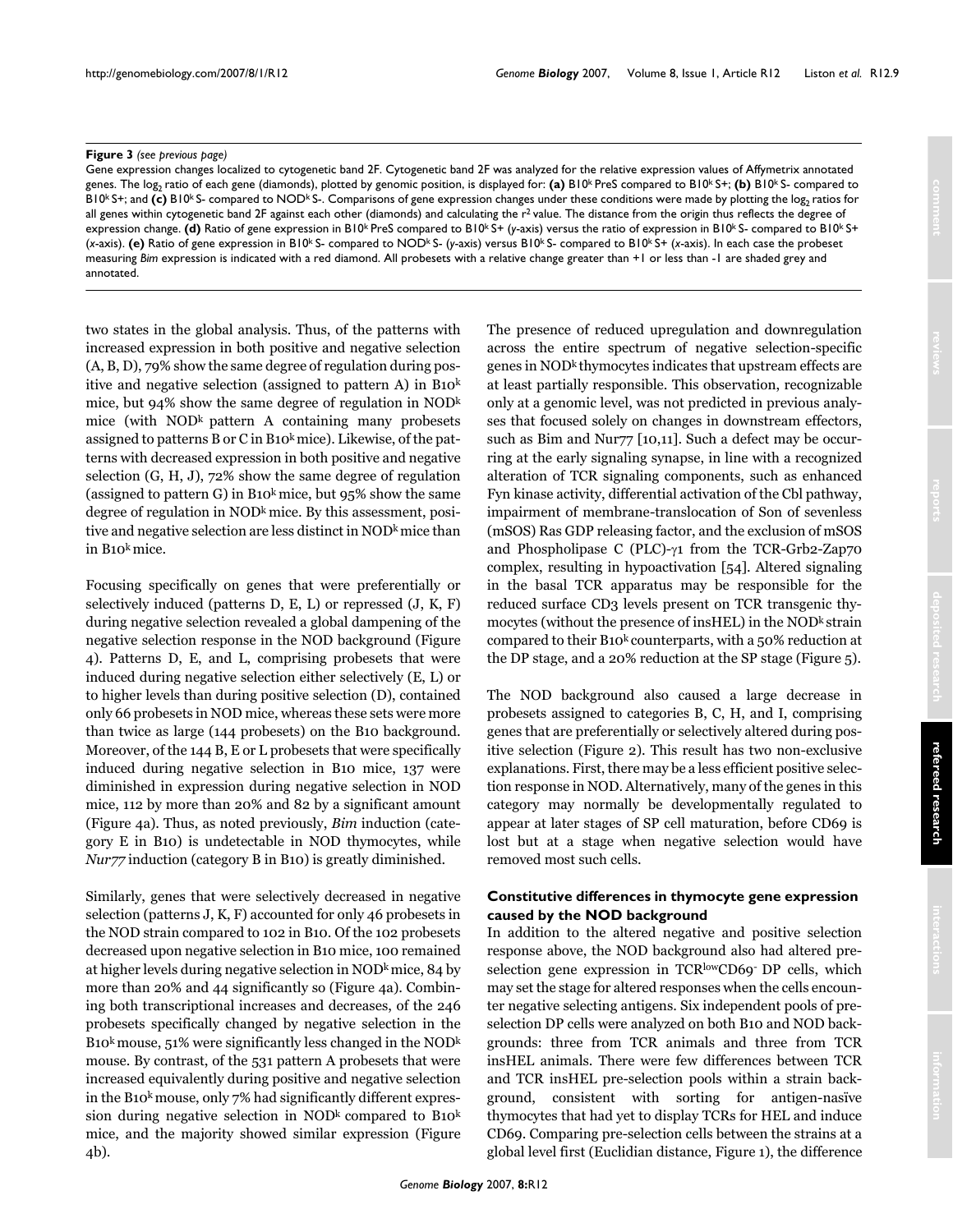**Figure 3** *(see previous page)*

Gene expression changes localized to cytogenetic band 2F. Cytogenetic band 2F was analyzed for the relative expression values of Affymetrix annotated genes. The $\log_2$ ratio of each gene (diamonds), plotted by genomic position, is displayed for: **(a)** B10[k] PreS compared to B10[k] S+; **(b)** B10[k] S- compared to B10[k] S+; and **(c)** B10[k] S- compared to NOD[k] S-. Comparisons of gene expression changes under these conditions were made by plotting the $\log_2$ ratios for all genes within cytogenetic band 2F against each other (diamonds) and calculating the $r^2$ value. The distance from the origin thus reflects the degree of expression change. **(d)** Ratio of gene expression in B10[k] PreS compared to B10[k] S+ (*y*-axis) versus the ratio of expression in B10[k] S- compared to B10[k] S+ (*x*-axis). **(e)** Ratio of gene expression in B10[k] S- compared to NOD[k] S- (*y*-axis) versus B10[k] S- compared to B10[k] S+ (*x*-axis). In each case the probeset measuring *Bim* expression is indicated with a red diamond. All probesets with a relative change greater than +1 or less than -1 are shaded grey and annotated.

two states in the global analysis. Thus, of the patterns with increased expression in both positive and negative selection (A, B, D), 79% show the same degree of regulation during positive and negative selection (assigned to pattern A) in B10[k] mice, but 94% show the same degree of regulation in NOD[k] mice (with NOD[k] pattern A containing many probesets assigned to patterns B or C in B10[k] mice). Likewise, of the patterns with decreased expression in both positive and negative selection (G, H, J), 72% show the same degree of regulation (assigned to pattern G) in B10[k] mice, but 95% show the same degree of regulation in NOD[k] mice. By this assessment, positive and negative selection are less distinct in NOD[k] mice than in B10[k] mice.

Focusing specifically on genes that were preferentially or selectively induced (patterns D, E, L) or repressed (J, K, F) during negative selection revealed a global dampening of the negative selection response in the NOD background (Figure 4). Patterns D, E, and L, comprising probesets that were induced during negative selection either selectively (E, L) or to higher levels than during positive selection (D), contained only 66 probesets in NOD mice, whereas these sets were more than twice as large (144 probesets) on the B10 background. Moreover, of the 144 B, E or L probesets that were specifically induced during negative selection in B10 mice, 137 were diminished in expression during negative selection in NOD mice, 112 by more than 20% and 82 by a significant amount (Figure 4a). Thus, as noted previously, *Bim* induction (category E in B10) is undetectable in NOD thymocytes, while *Nur77* induction (category B in B10) is greatly diminished.

Similarly, genes that were selectively decreased in negative selection (patterns J, K, F) accounted for only 46 probesets in the NOD strain compared to 102 in B10. Of the 102 probesets decreased upon negative selection in B10 mice, 100 remained at higher levels during negative selection in NOD[k] mice, 84 by more than 20% and 44 significantly so (Figure 4a). Combining both transcriptional increases and decreases, of the 246 probesets specifically changed by negative selection in the B10[k] mouse, 51% were significantly less changed in the NOD[k] mouse. By contrast, of the 531 pattern A probesets that were increased equivalently during positive and negative selection in the B10[k] mouse, only 7% had significantly different expression during negative selection in NOD[k] compared to B10[k] mice, and the majority showed similar expression (Figure 4b).

The presence of reduced upregulation and downregulation across the entire spectrum of negative selection-specific genes in NOD[k] thymocytes indicates that upstream effects are at least partially responsible. This observation, recognizable only at a genomic level, was not predicted in previous analyses that focused solely on changes in downstream effectors, such as Bim and Nur77 [10,11]. Such a defect may be occurring at the early signaling synapse, in line with a recognized alteration of TCR signaling components, such as enhanced Fyn kinase activity, differential activation of the Cbl pathway, impairment of membrane-translocation of Son of sevenless (mSOS) Ras GDP releasing factor, and the exclusion of mSOS and Phospholipase C (PLC)-γ1 from the TCR-Grb2-Zap70 complex, resulting in hypoactivation [54]. Altered signaling in the basal TCR apparatus may be responsible for the reduced surface CD3 levels present on TCR transgenic thymocytes (without the presence of insHEL) in the NOD[k] strain compared to their B10[k] counterparts, with a 50% reduction at the DP stage, and a 20% reduction at the SP stage (Figure 5).

The NOD background also caused a large decrease in probesets assigned to categories B, C, H, and I, comprising genes that are preferentially or selectively altered during positive selection (Figure 2). This result has two non-exclusive explanations. First, there may be a less efficient positive selection response in NOD. Alternatively, many of the genes in this category may normally be developmentally regulated to appear at later stages of SP cell maturation, before CD69 is lost but at a stage when negative selection would have removed most such cells.

### Constitutive differences in thymocyte gene expression caused by the NOD background

In addition to the altered negative and positive selection response above, the NOD background also had altered pre-selection gene expression in TCR[low]CD69[-] DP cells, which may set the stage for altered responses when the cells encounter negative selecting antigens. Six independent pools of pre-selection DP cells were analyzed on both B10 and NOD backgrounds: three from TCR animals and three from TCR insHEL animals. There were few differences between TCR and TCR insHEL pre-selection pools within a strain background, consistent with sorting for antigen-nasïve thymocytes that had yet to display TCRs for HEL and induce CD69. Comparing pre-selection cells between the strains at a global level first (Euclidian distance, Figure 1), the difference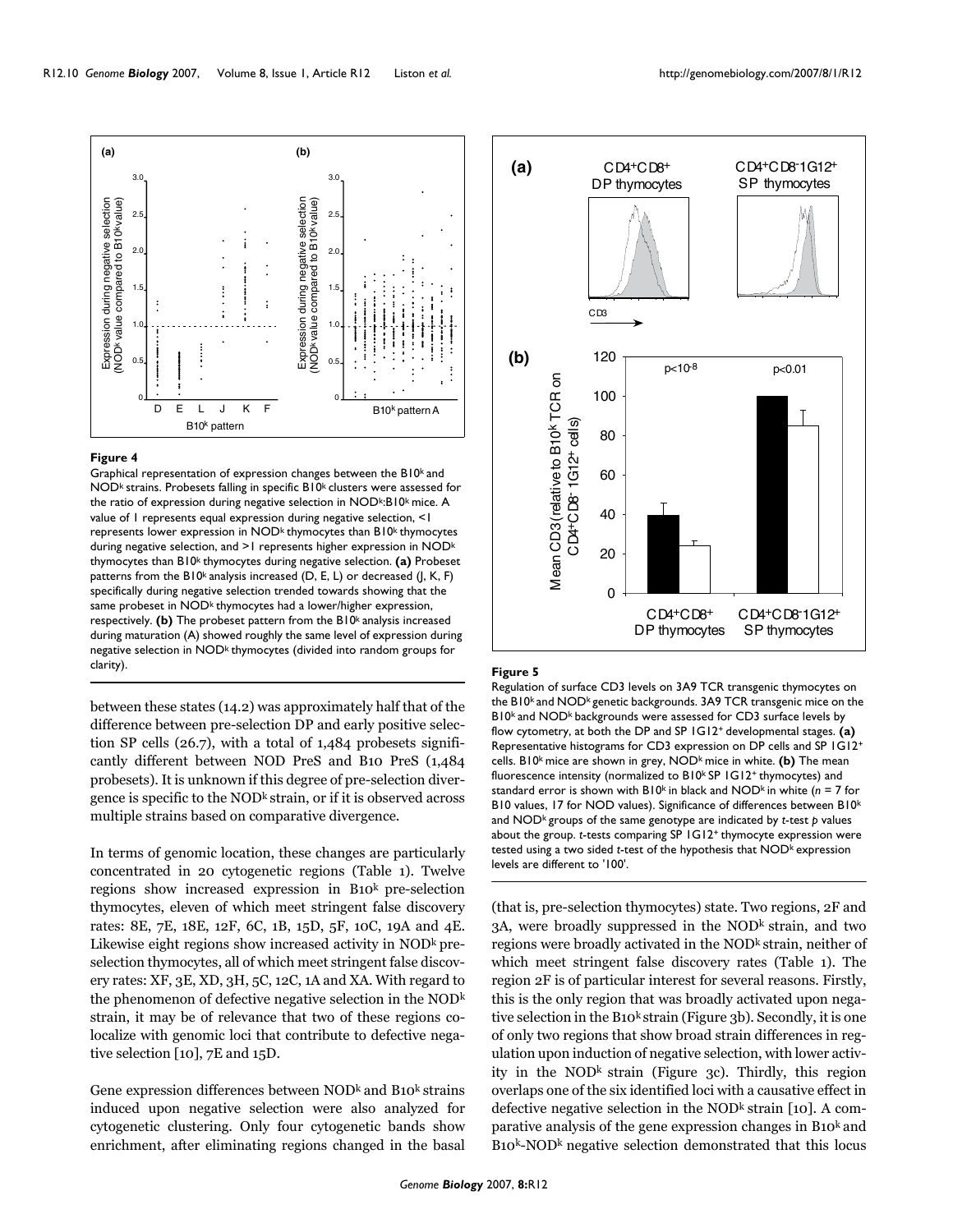**Figure 4**

Graphical representation of expression changes between the B10[k] and NOD[k] strains. Probesets falling in specific B10[k] clusters were assessed for the ratio of expression during negative selection in NOD[k]:B10[k] mice. A value of 1 represents equal expression during negative selection, <1 represents lower expression in NOD[k] thymocytes than B10[k] thymocytes during negative selection, and >1 represents higher expression in NOD[k] thymocytes than B10[k] thymocytes during negative selection. **(a)** Probeset patterns from the B10[k] analysis increased (D, E, L) or decreased (J, K, F) specifically during negative selection trended towards showing that the same probeset in NOD[k] thymocytes had a lower/higher expression, respectively. **(b)** The probeset pattern from the B10[k] analysis increased during maturation (A) showed roughly the same level of expression during negative selection in NOD[k] thymocytes (divided into random groups for clarity).

between these states (14.2) was approximately half that of the difference between pre-selection DP and early positive selection SP cells (26.7), with a total of 1,484 probesets significantly different between NOD PreS and B10 PreS (1,484 probesets). It is unknown if this degree of pre-selection divergence is specific to the NOD[k] strain, or if it is observed across multiple strains based on comparative divergence.

In terms of genomic location, these changes are particularly concentrated in 20 cytogenetic regions (Table 1). Twelve regions show increased expression in B10[k] pre-selection thymocytes, eleven of which meet stringent false discovery rates: 8E, 7E, 18E, 12F, 6C, 1B, 15D, 5F, 10C, 19A and 4E. Likewise eight regions show increased activity in NOD[k] pre-selection thymocytes, all of which meet stringent false discovery rates: XF, 3E, XD, 3H, 5C, 12C, 1A and XA. With regard to the phenomenon of defective negative selection in the NOD[k] strain, it may be of relevance that two of these regions colocalize with genomic loci that contribute to defective negative selection [10], 7E and 15D.

Gene expression differences between NOD[k] and B10[k] strains induced upon negative selection were also analyzed for cytogenetic clustering. Only four cytogenetic bands show enrichment, after eliminating regions changed in the basal

**Figure 5**

Regulation of surface CD3 levels on 3A9 TCR transgenic thymocytes on the B10[k] and NOD[k] genetic backgrounds. 3A9 TCR transgenic mice on the B10[k] and NOD[k] backgrounds were assessed for CD3 surface levels by flow cytometry, at both the DP and SP 1G12[+] developmental stages. **(a)** Representative histograms for CD3 expression on DP cells and SP 1G12[+] cells. B10[k] mice are shown in grey, NOD[k] mice in white. **(b)** The mean fluorescence intensity (normalized to B10[k] SP 1G12[+] thymocytes) and standard error is shown with B10[k] in black and NOD[k] in white ($n$ = 7 for B10 values, 17 for NOD values). Significance of differences between B10[k] and NOD[k] groups of the same genotype are indicated by $t$-test $p$ values about the group. $t$-tests comparing SP 1G12[+] thymocyte expression were tested using a two sided $t$-test of the hypothesis that NOD[k] expression levels are different to '100'.

(that is, pre-selection thymocytes) state. Two regions, 2F and 3A, were broadly suppressed in the NOD[k] strain, and two regions were broadly activated in the NOD[k] strain, neither of which meet stringent false discovery rates (Table 1). The region 2F is of particular interest for several reasons. Firstly, this is the only region that was broadly activated upon negative selection in the B10[k] strain (Figure 3b). Secondly, it is one of only two regions that show broad strain differences in regulation upon induction of negative selection, with lower activity in the NOD[k] strain (Figure 3c). Thirdly, this region overlaps one of the six identified loci with a causative effect in defective negative selection in the NOD[k] strain [10]. A comparative analysis of the gene expression changes in B10[k] and B10[k]-NOD[k] negative selection demonstrated that this locus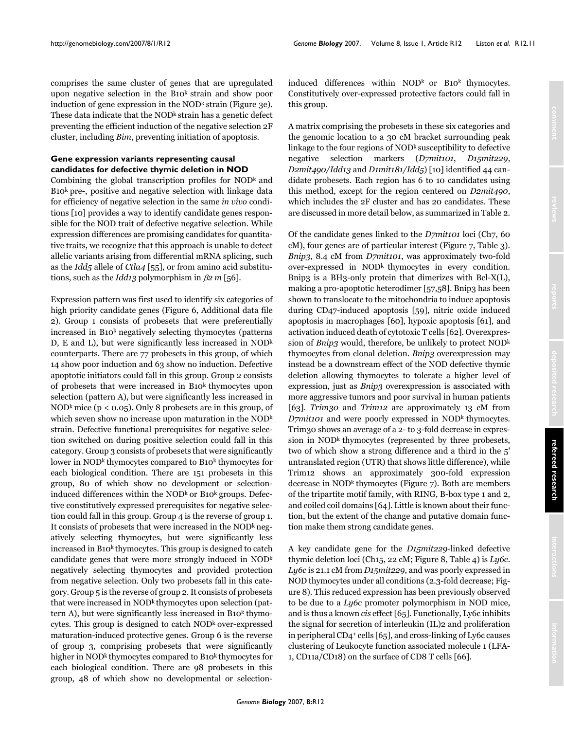comprises the same cluster of genes that are upregulated upon negative selection in the B10$^k$ strain and show poor induction of gene expression in the NOD$^k$ strain (Figure 3e). These data indicate that the NOD$^k$ strain has a genetic defect preventing the efficient induction of the negative selection 2F cluster, including *Bim*, preventing initiation of apoptosis.

### Gene expression variants representing causal candidates for defective thymic deletion in NOD

Combining the global transcription profiles for NOD$^k$ and B10$^k$ pre-, positive and negative selection with linkage data for efficiency of negative selection in the same *in vivo* conditions [10] provides a way to identify candidate genes responsible for the NOD trait of defective negative selection. While expression differences are promising candidates for quantitative traits, we recognize that this approach is unable to detect allelic variants arising from differential mRNA splicing, such as the *Idd5* allele of *Ctla4* [55], or from amino acid substitutions, such as the *Idd13* polymorphism in *β2 m* [56].

Expression pattern was first used to identify six categories of high priority candidate genes (Figure 6, Additional data file 2). Group 1 consists of probesets that were preferentially increased in B10$^k$ negatively selecting thymocytes (patterns D, E and L), but were significantly less increased in NOD$^k$ counterparts. There are 77 probesets in this group, of which 14 show poor induction and 63 show no induction. Defective apoptotic initiators could fall in this group. Group 2 consists of probesets that were increased in B10$^k$ thymocytes upon selection (pattern A), but were significantly less increased in NOD$^k$ mice ($p < 0.05$). Only 8 probesets are in this group, of which seven show no increase upon maturation in the NOD$^k$ strain. Defective functional prerequisites for negative selection switched on during positive selection could fall in this category. Group 3 consists of probesets that were significantly lower in NOD$^k$ thymocytes compared to B10$^k$ thymocytes for each biological condition. There are 151 probesets in this group, 80 of which show no development or selection-induced differences within the NOD$^k$ or B10$^k$ groups. Defective constitutively expressed prerequisites for negative selection could fall in this group. Group 4 is the reverse of group 1. It consists of probesets that were increased in the NOD$^k$ negatively selecting thymocytes, but were significantly less increased in B10$^k$ thymocytes. This group is designed to catch candidate genes that were more strongly induced in NOD$^k$ negatively selecting thymocytes and provided protection from negative selection. Only two probesets fall in this category. Group 5 is the reverse of group 2. It consists of probesets that were increased in NOD$^k$ thymocytes upon selection (pattern A), but were significantly less increased in B10$^k$ thymocytes. This group is designed to catch NOD$^k$ over-expressed maturation-induced protective genes. Group 6 is the reverse of group 3, comprising probesets that were significantly higher in NOD$^k$ thymocytes compared to B10$^k$ thymocytes for each biological condition. There are 98 probesets in this group, 48 of which show no developmental or selection-induced differences within NOD$^k$ or B10$^k$ thymocytes. Constitutively over-expressed protective factors could fall in this group.

A matrix comprising the probesets in these six categories and the genomic location to a 30 cM bracket surrounding peak linkage to the four regions of NOD$^k$ susceptibility to defective negative selection markers (*D7mit101*, *D15mit229*, *D2mit490/Idd13* and *D1mit181/Idd5*) [10] identified 44 candidate probesets. Each region has 6 to 10 candidates using this method, except for the region centered on *D2mit490*, which includes the 2F cluster and has 20 candidates. These are discussed in more detail below, as summarized in Table 2.

Of the candidate genes linked to the *D7mit101* loci (Ch7, 60 cM), four genes are of particular interest (Figure 7, Table 3). *Bnip3*, 8.4 cM from *D7mit101*, was approximately two-fold over-expressed in NOD$^k$ thymocytes in every condition. Bnip3 is a BH3-only protein that dimerizes with Bcl-X(L), making a pro-apoptotic heterodimer [57,58]. Bnip3 has been shown to translocate to the mitochondria to induce apoptosis during CD47-induced apoptosis [59], nitric oxide induced apoptosis in macrophages [60], hypoxic apoptosis [61], and activation induced death of cytotoxic T cells [62]. Overexpression of *Bnip3* would, therefore, be unlikely to protect NOD$^k$ thymocytes from clonal deletion. *Bnip3* overexpression may instead be a downstream effect of the NOD defective thymic deletion allowing thymocytes to tolerate a higher level of expression, just as *Bnip3* overexpression is associated with more aggressive tumors and poor survival in human patients [63]. *Trim30* and *Trim12* are approximately 13 cM from *D7mit101* and were poorly expressed in NOD$^k$ thymocytes. Trim30 shows an average of a 2- to 3-fold decrease in expression in NOD$^k$ thymocytes (represented by three probesets, two of which show a strong difference and a third in the 5' untranslated region (UTR) that shows little difference), while Trim12 shows an approximately 300-fold expression decrease in NOD$^k$ thymocytes (Figure 7). Both are members of the tripartite motif family, with RING, B-box type 1 and 2, and coiled coil domains [64]. Little is known about their function, but the extent of the change and putative domain function make them strong candidate genes.

A key candidate gene for the *D15mit229*-linked defective thymic deletion loci (Ch15, 22 cM; Figure 8, Table 4) is *Ly6c*. *Ly6c* is 21.1 cM from *D15mit229*, and was poorly expressed in NOD thymocytes under all conditions (2.3-fold decrease; Figure 8). This reduced expression has been previously observed to be due to a *Ly6c* promoter polymorphism in NOD mice, and is thus a known *cis* effect [65]. Functionally, Ly6c inhibits the signal for secretion of interleukin (IL)2 and proliferation in peripheral CD4$^+$ cells [65], and cross-linking of Ly6c causes clustering of Leukocyte function associated molecule 1 (LFA-1, CD11a/CD18) on the surface of CD8 T cells [66].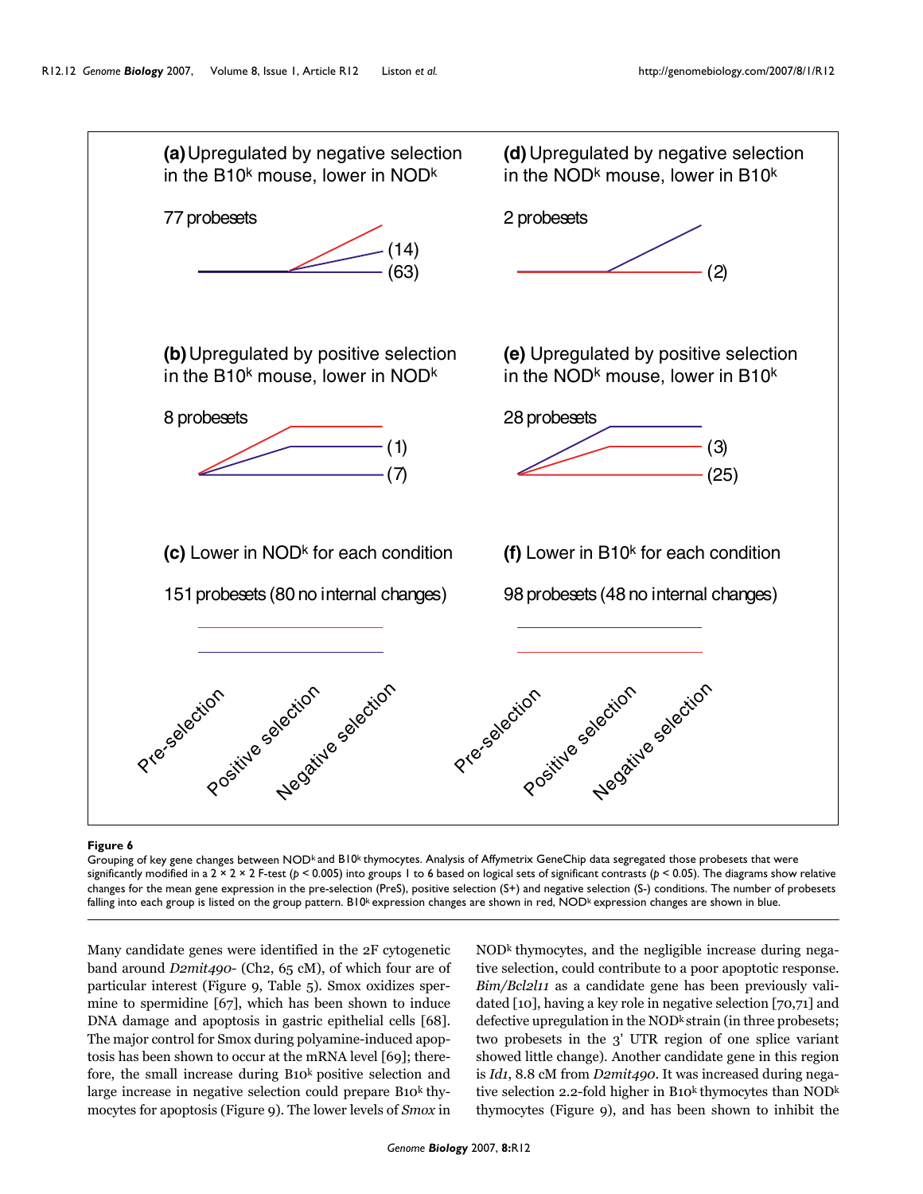**Figure 6**

Grouping of key gene changes between NOD[k] and B10[k] thymocytes. Analysis of Affymetrix GeneChip data segregated those probesets that were significantly modified in a 2 × 2 × 2 F-test ($p < 0.005$) into groups 1 to 6 based on logical sets of significant contrasts ($p < 0.05$). The diagrams show relative changes for the mean gene expression in the pre-selection (PreS), positive selection (S+) and negative selection (S-) conditions. The number of probesets falling into each group is listed on the group pattern. B10[k] expression changes are shown in red, NOD[k] expression changes are shown in blue.

Many candidate genes were identified in the 2F cytogenetic band around *D2mit490*- (Ch2, 65 cM), of which four are of particular interest (Figure 9, Table 5). Smox oxidizes spermine to spermidine [67], which has been shown to induce DNA damage and apoptosis in gastric epithelial cells [68]. The major control for Smox during polyamine-induced apoptosis has been shown to occur at the mRNA level [69]; therefore, the small increase during B10[k] positive selection and large increase in negative selection could prepare B10[k] thymocytes for apoptosis (Figure 9). The lower levels of *Smox* in NOD[k] thymocytes, and the negligible increase during negative selection, could contribute to a poor apoptotic response. *Bim/Bcl2l11* as a candidate gene has been previously validated [10], having a key role in negative selection [70,71] and defective upregulation in the NOD[k] strain (in three probesets; two probesets in the 3' UTR region of one splice variant showed little change). Another candidate gene in this region is *Id1*, 8.8 cM from *D2mit490*. It was increased during negative selection 2.2-fold higher in B10[k] thymocytes than NOD[k] thymocytes (Figure 9), and has been shown to inhibit the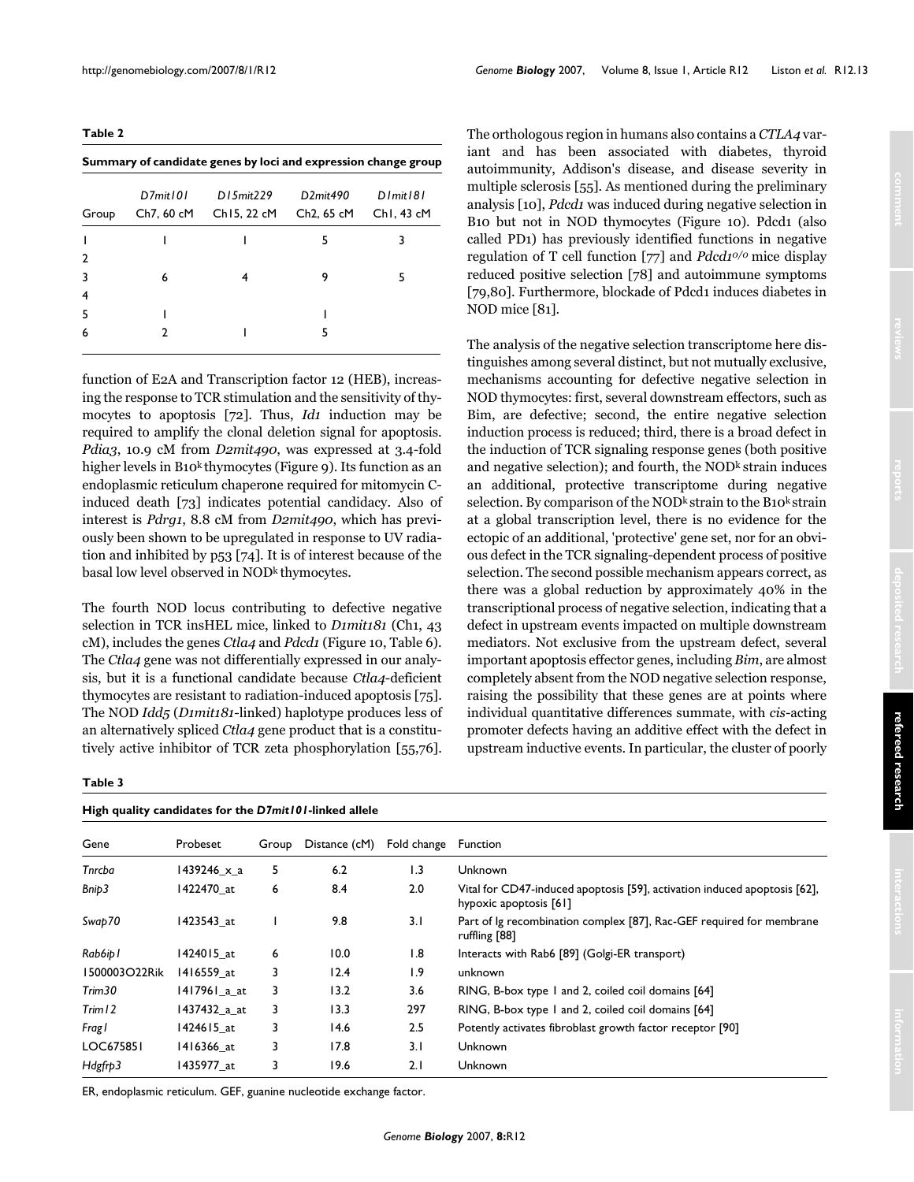**Table 2**

**Summary of candidate genes by loci and expression change group**

| Group | *D7mit101* Ch7, 60 cM | *D15mit229* Ch15, 22 cM | *D2mit490* Ch2, 65 cM | *D1mit181* Ch1, 43 cM |
|---|---|---|---|---|
| 1 | 1 | 1 | 5 | 3 |
| 2 | | | | |
| 3 | 6 | 4 | 9 | 5 |
| 4 | | | | |
| 5 | 1 | | 1 | |
| 6 | 2 | 1 | 5 | |

function of E2A and Transcription factor 12 (HEB), increasing the response to TCR stimulation and the sensitivity of thymocytes to apoptosis [72]. Thus, *Id1* induction may be required to amplify the clonal deletion signal for apoptosis. *Pdia3*, 10.9 cM from *D2mit490*, was expressed at 3.4-fold higher levels in B10[k] thymocytes (Figure 9). Its function as an endoplasmic reticulum chaperone required for mitomycin C-induced death [73] indicates potential candidacy. Also of interest is *Pdrg1*, 8.8 cM from *D2mit490*, which has previously been shown to be upregulated in response to UV radiation and inhibited by p53 [74]. It is of interest because of the basal low level observed in NOD[k] thymocytes.

The fourth NOD locus contributing to defective negative selection in TCR insHEL mice, linked to *D1mit181* (Ch1, 43 cM), includes the genes *Ctla4* and *Pdcd1* (Figure 10, Table 6). The *Ctla4* gene was not differentially expressed in our analysis, but it is a functional candidate because *Ctla4*-deficient thymocytes are resistant to radiation-induced apoptosis [75]. The NOD *Idd5* (*D1mit181*-linked) haplotype produces less of an alternatively spliced *Ctla4* gene product that is a constitutively active inhibitor of TCR zeta phosphorylation [55,76]. The orthologous region in humans also contains a *CTLA4* variant and has been associated with diabetes, thyroid autoimmunity, Addison's disease, and disease severity in multiple sclerosis [55]. As mentioned during the preliminary analysis [10], *Pdcd1* was induced during negative selection in B10 but not in NOD thymocytes (Figure 10). Pdcd1 (also called PD1) has previously identified functions in negative regulation of T cell function [77] and *Pdcd1*[o/o] mice display reduced positive selection [78] and autoimmune symptoms [79,80]. Furthermore, blockade of Pdcd1 induces diabetes in NOD mice [81].

The analysis of the negative selection transcriptome here distinguishes among several distinct, but not mutually exclusive, mechanisms accounting for defective negative selection in NOD thymocytes: first, several downstream effectors, such as Bim, are defective; second, the entire negative selection induction process is reduced; third, there is a broad defect in the induction of TCR signaling response genes (both positive and negative selection); and fourth, the NOD[k] strain induces an additional, protective transcriptome during negative selection. By comparison of the NOD[k] strain to the B10[k] strain at a global transcription level, there is no evidence for the ectopic of an additional, 'protective' gene set, nor for an obvious defect in the TCR signaling-dependent process of positive selection. The second possible mechanism appears correct, as there was a global reduction by approximately 40% in the transcriptional process of negative selection, indicating that a defect in upstream events impacted on multiple downstream mediators. Not exclusive from the upstream defect, several important apoptosis effector genes, including *Bim*, are almost completely absent from the NOD negative selection response, raising the possibility that these genes are at points where individual quantitative differences summate, with *cis*-acting promoter defects having an additive effect with the defect in upstream inductive events. In particular, the cluster of poorly

**Table 3**

**High quality candidates for the *D7mit101*-linked allele**

| Gene | Probeset | Group | Distance (cM) | Fold change | Function |
|---|---|---|---|---|---|
| *Tnrcba* | 1439246_x_a | 5 | 6.2 | 1.3 | Unknown |
| *Bnip3* | 1422470_at | 6 | 8.4 | 2.0 | Vital for CD47-induced apoptosis [59], activation induced apoptosis [62], hypoxic apoptosis [61] |
| *Swap70* | 1423543_at | 1 | 9.8 | 3.1 | Part of Ig recombination complex [87], Rac-GEF required for membrane ruffling [88] |
| *Rab6ip1* | 1424015_at | 6 | 10.0 | 1.8 | Interacts with Rab6 [89] (Golgi-ER transport) |
| 1500003O22Rik | 1416559_at | 3 | 12.4 | 1.9 | unknown |
| *Trim30* | 1417961_a_at | 3 | 13.2 | 3.6 | RING, B-box type 1 and 2, coiled coil domains [64] |
| *Trim12* | 1437432_a_at | 3 | 13.3 | 297 | RING, B-box type 1 and 2, coiled coil domains [64] |
| *Frag1* | 1424615_at | 3 | 14.6 | 2.5 | Potently activates fibroblast growth factor receptor [90] |
| LOC675851 | 1416366_at | 3 | 17.8 | 3.1 | Unknown |
| *Hdgfrp3* | 1435977_at | 3 | 19.6 | 2.1 | Unknown |

ER, endoplasmic reticulum. GEF, guanine nucleotide exchange factor.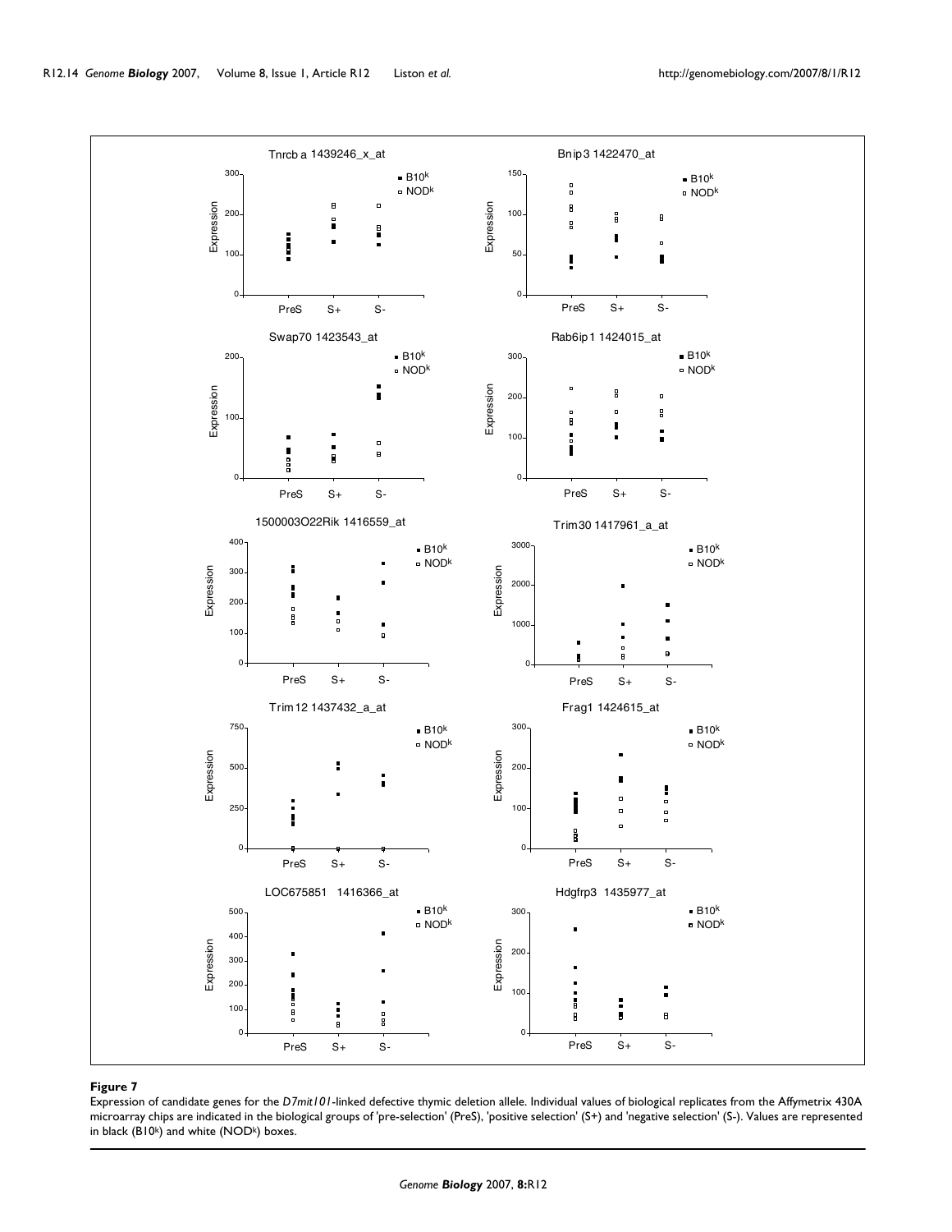**Figure 7**

Expression of candidate genes for the *D7mit101*-linked defective thymic deletion allele. Individual values of biological replicates from the Affymetrix 430A microarray chips are indicated in the biological groups of 'pre-selection' (PreS), 'positive selection' (S+) and 'negative selection' (S-). Values are represented in black (B10k) and white (NODk) boxes.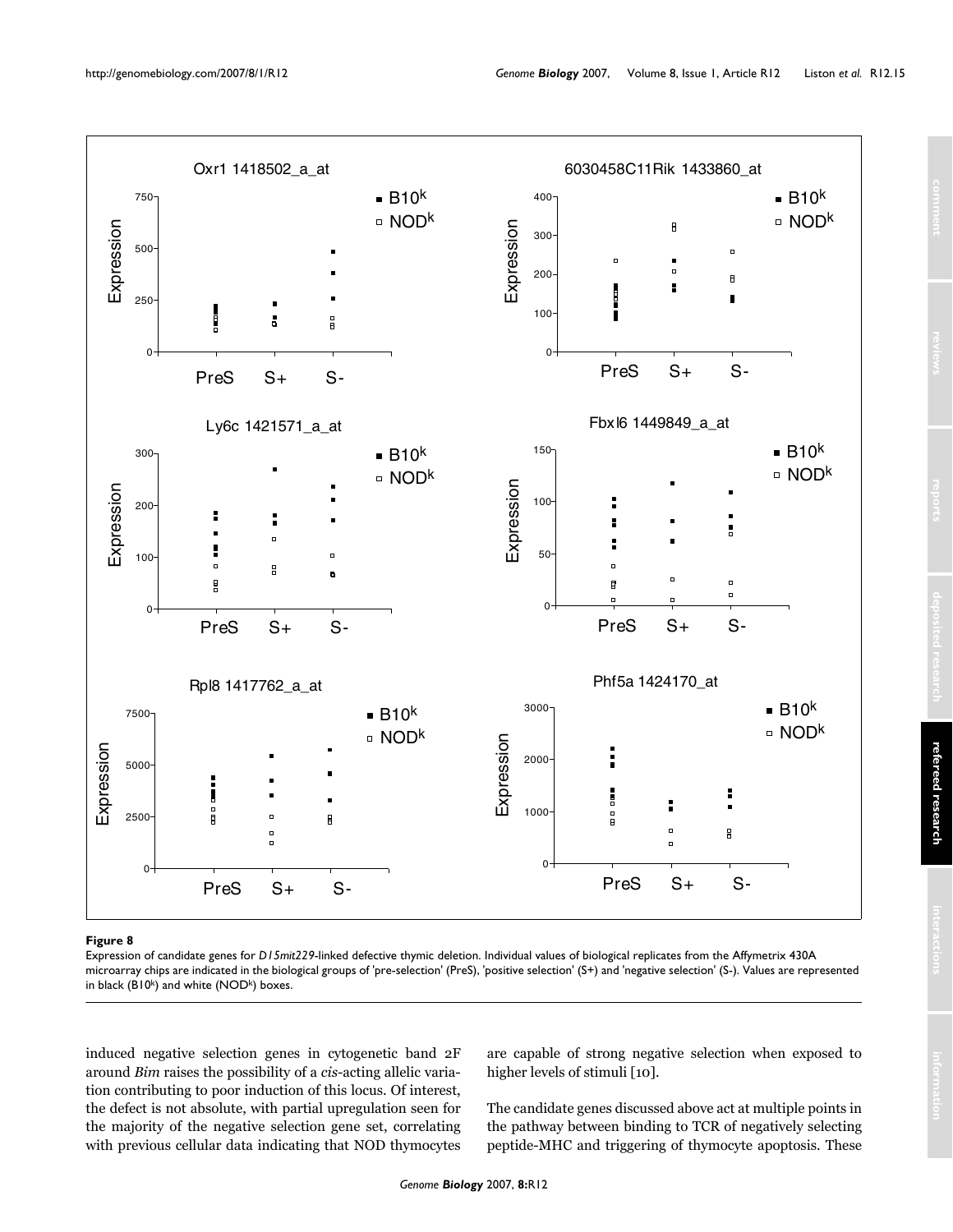**Figure 8**

Expression of candidate genes for *D15mit229*-linked defective thymic deletion. Individual values of biological replicates from the Affymetrix 430A microarray chips are indicated in the biological groups of 'pre-selection' (PreS), 'positive selection' (S+) and 'negative selection' (S-). Values are represented in black ($B10^k$) and white ($NOD^k$) boxes.

induced negative selection genes in cytogenetic band 2F around *Bim* raises the possibility of a *cis*-acting allelic variation contributing to poor induction of this locus. Of interest, the defect is not absolute, with partial upregulation seen for the majority of the negative selection gene set, correlating with previous cellular data indicating that NOD thymocytes are capable of strong negative selection when exposed to higher levels of stimuli [10].

The candidate genes discussed above act at multiple points in the pathway between binding to TCR of negatively selecting peptide-MHC and triggering of thymocyte apoptosis. These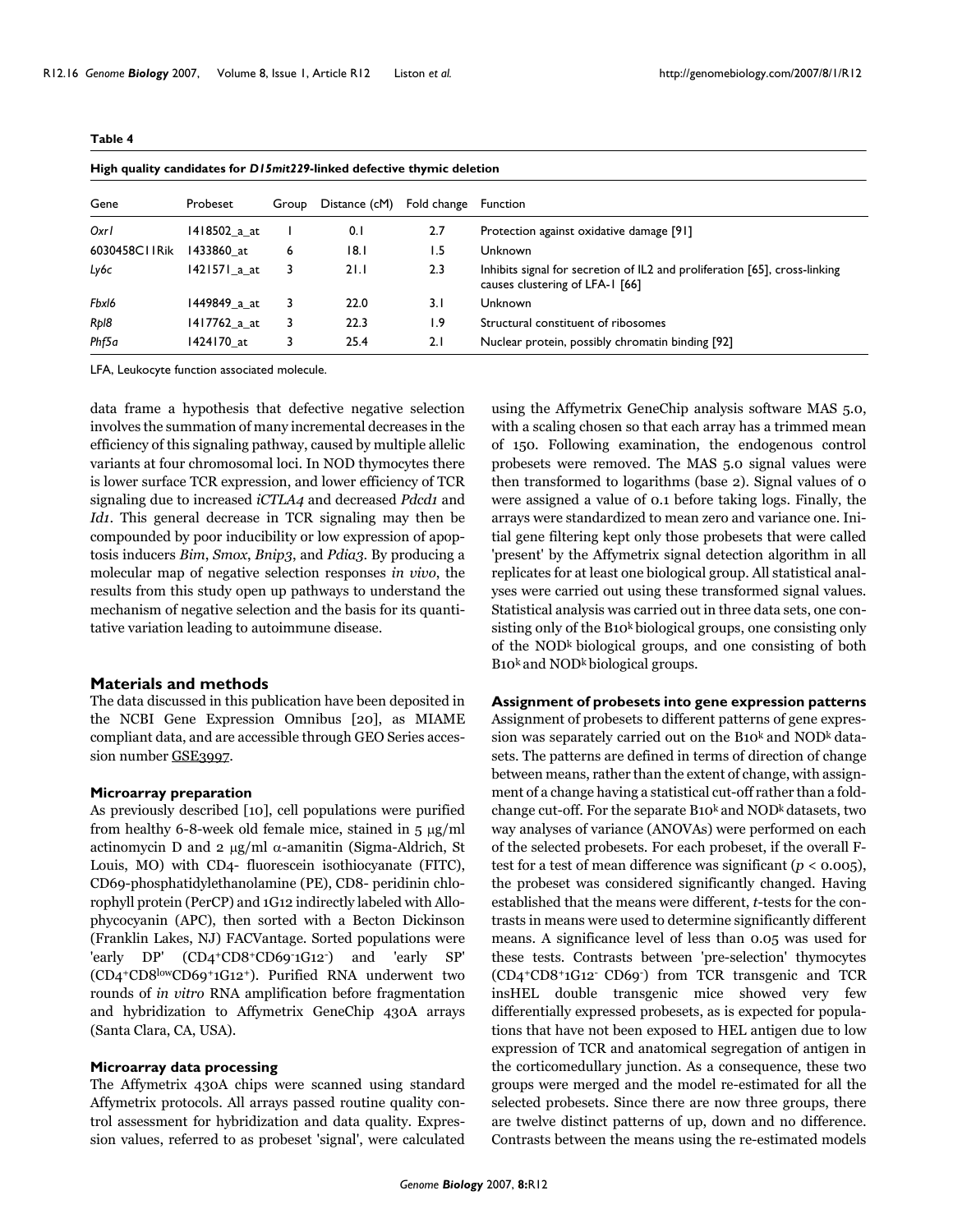**Table 4**

**High quality candidates for *D15mit229*-linked defective thymic deletion**

| Gene | Probeset | Group | Distance (cM) | Fold change | Function |
|---|---|---|---|---|---|
| *Oxr1* | 1418502_a_at | 1 | 0.1 | 2.7 | Protection against oxidative damage [91] |
| 6030458C11Rik | 1433860_at | 6 | 18.1 | 1.5 | Unknown |
| *Ly6c* | 1421571_a_at | 3 | 21.1 | 2.3 | Inhibits signal for secretion of IL2 and proliferation [65], cross-linking causes clustering of LFA-1 [66] |
| *Fbxl6* | 1449849_a_at | 3 | 22.0 | 3.1 | Unknown |
| *Rpl8* | 1417762_a_at | 3 | 22.3 | 1.9 | Structural constituent of ribosomes |
| *Phf5a* | 1424170_at | 3 | 25.4 | 2.1 | Nuclear protein, possibly chromatin binding [92] |

LFA, Leukocyte function associated molecule.

data frame a hypothesis that defective negative selection involves the summation of many incremental decreases in the efficiency of this signaling pathway, caused by multiple allelic variants at four chromosomal loci. In NOD thymocytes there is lower surface TCR expression, and lower efficiency of TCR signaling due to increased *iCTLA4* and decreased *Pdcd1* and *Id1*. This general decrease in TCR signaling may then be compounded by poor inducibility or low expression of apoptosis inducers *Bim*, *Smox*, *Bnip3*, and *Pdia3*. By producing a molecular map of negative selection responses *in vivo*, the results from this study open up pathways to understand the mechanism of negative selection and the basis for its quantitative variation leading to autoimmune disease.

## Materials and methods

The data discussed in this publication have been deposited in the NCBI Gene Expression Omnibus [20], as MIAME compliant data, and are accessible through GEO Series accession number GSE3997.

### Microarray preparation

As previously described [10], cell populations were purified from healthy 6-8-week old female mice, stained in 5 μg/ml actinomycin D and 2 μg/ml α-amanitin (Sigma-Aldrich, St Louis, MO) with CD4- fluorescein isothiocyanate (FITC), CD69-phosphatidylethanolamine (PE), CD8- peridinin chlorophyll protein (PerCP) and 1G12 indirectly labeled with Allophycocyanin (APC), then sorted with a Becton Dickinson (Franklin Lakes, NJ) FACVantage. Sorted populations were 'early DP' ($CD4^+CD8^+CD69^-1G12^-$) and 'early SP' ($CD4^+CD8^{low}CD69^+1G12^+$). Purified RNA underwent two rounds of *in vitro* RNA amplification before fragmentation and hybridization to Affymetrix GeneChip 430A arrays (Santa Clara, CA, USA).

### Microarray data processing

The Affymetrix 430A chips were scanned using standard Affymetrix protocols. All arrays passed routine quality control assessment for hybridization and data quality. Expression values, referred to as probeset 'signal', were calculated using the Affymetrix GeneChip analysis software MAS 5.0, with a scaling chosen so that each array has a trimmed mean of 150. Following examination, the endogenous control probesets were removed. The MAS 5.0 signal values were then transformed to logarithms (base 2). Signal values of 0 were assigned a value of 0.1 before taking logs. Finally, the arrays were standardized to mean zero and variance one. Initial gene filtering kept only those probesets that were called 'present' by the Affymetrix signal detection algorithm in all replicates for at least one biological group. All statistical analyses were carried out using these transformed signal values. Statistical analysis was carried out in three data sets, one consisting only of the $B10^k$ biological groups, one consisting only of the $NOD^k$ biological groups, and one consisting of both $B10^k$ and $NOD^k$ biological groups.

### Assignment of probesets into gene expression patterns

Assignment of probesets to different patterns of gene expression was separately carried out on the $B10^k$ and $NOD^k$ datasets. The patterns are defined in terms of direction of change between means, rather than the extent of change, with assignment of a change having a statistical cut-off rather than a fold-change cut-off. For the separate $B10^k$ and $NOD^k$ datasets, two way analyses of variance (ANOVAs) were performed on each of the selected probesets. For each probeset, if the overall F-test for a test of mean difference was significant ($p < 0.005$), the probeset was considered significantly changed. Having established that the means were different, *t*-tests for the contrasts in means were used to determine significantly different means. A significance level of less than 0.05 was used for these tests. Contrasts between 'pre-selection' thymocytes ($CD4^+CD8^+1G12^-$ $CD69^-$) from TCR transgenic and TCR insHEL double transgenic mice showed very few differentially expressed probesets, as is expected for populations that have not been exposed to HEL antigen due to low expression of TCR and anatomical segregation of antigen in the corticomedullary junction. As a consequence, these two groups were merged and the model re-estimated for all the selected probesets. Since there are now three groups, there are twelve distinct patterns of up, down and no difference. Contrasts between the means using the re-estimated models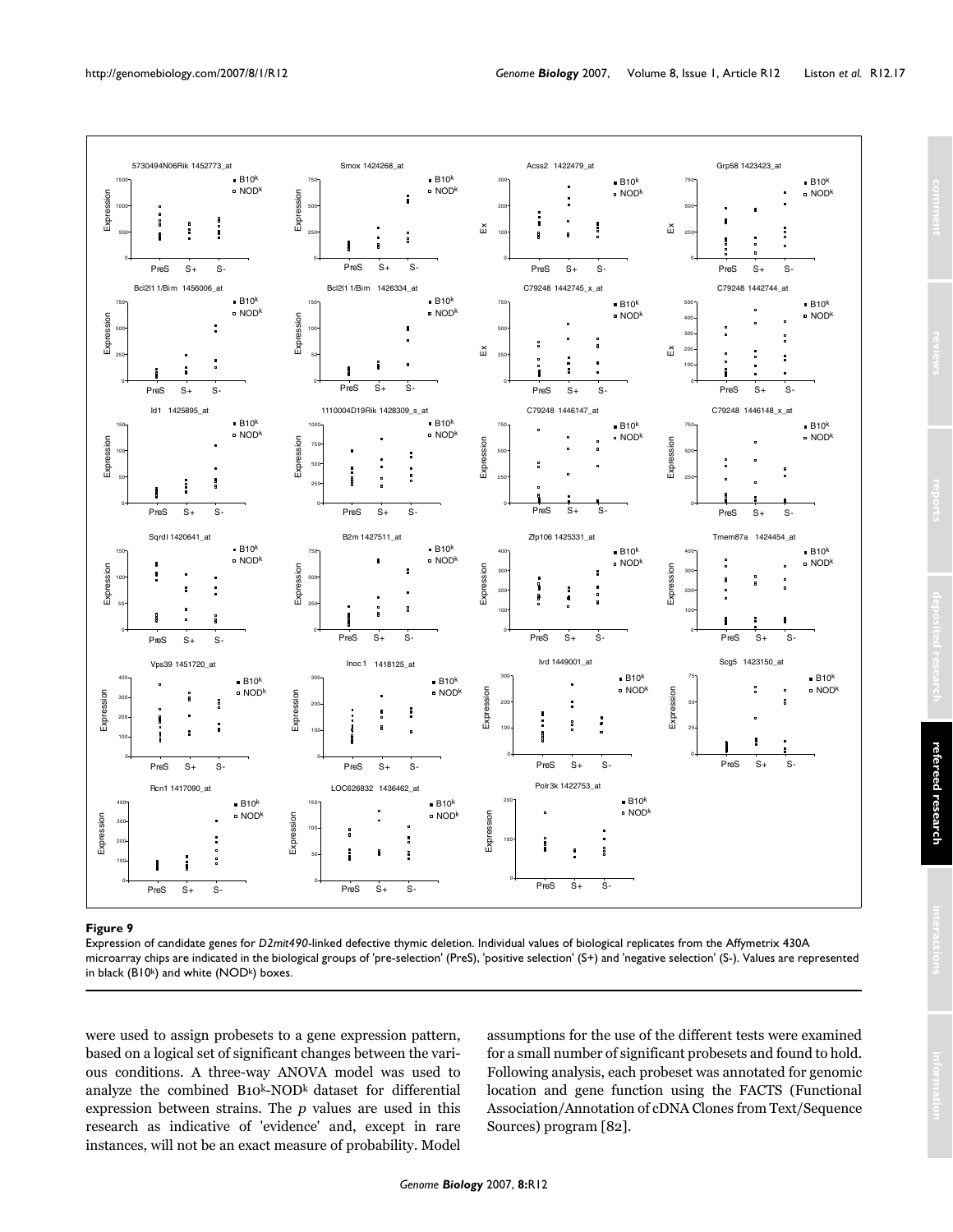**Figure 9**

Expression of candidate genes for *D2mit490*-linked defective thymic deletion. Individual values of biological replicates from the Affymetrix 430A microarray chips are indicated in the biological groups of 'pre-selection' (PreS), 'positive selection' (S+) and 'negative selection' (S-). Values are represented in black (B10k) and white (NODk) boxes.

were used to assign probesets to a gene expression pattern, based on a logical set of significant changes between the various conditions. A three-way ANOVA model was used to analyze the combined B10k-NODk dataset for differential expression between strains. The *p* values are used in this research as indicative of 'evidence' and, except in rare instances, will not be an exact measure of probability. Model assumptions for the use of the different tests were examined for a small number of significant probesets and found to hold. Following analysis, each probeset was annotated for genomic location and gene function using the FACTS (Functional Association/Annotation of cDNA Clones from Text/Sequence Sources) program [82].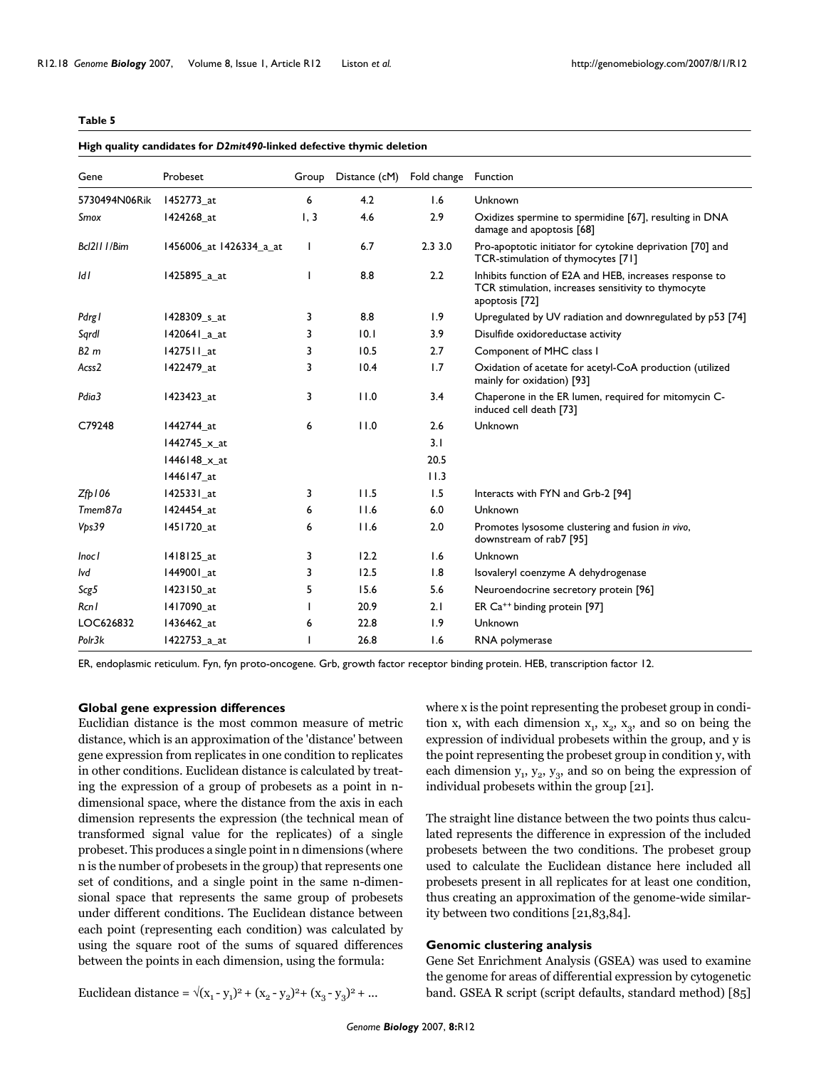**Table 5**

**High quality candidates for *D2mit490*-linked defective thymic deletion**

| Gene | Probeset | Group | Distance (cM) | Fold change | Function |
|---|---|---|---|---|---|
| 5730494N06Rik | 1452773_at | 6 | 4.2 | 1.6 | Unknown |
| *Smox* | 1424268_at | 1, 3 | 4.6 | 2.9 | Oxidizes spermine to spermidine [67], resulting in DNA damage and apoptosis [68] |
| *Bcl2l11/Bim* | 1456006_at 1426334_a_at | 1 | 6.7 | 2.3 3.0 | Pro-apoptotic initiator for cytokine deprivation [70] and TCR-stimulation of thymocytes [71] |
| *Id1* | 1425895_a_at | 1 | 8.8 | 2.2 | Inhibits function of E2A and HEB, increases response to TCR stimulation, increases sensitivity to thymocyte apoptosis [72] |
| *Pdrg1* | 1428309_s_at | 3 | 8.8 | 1.9 | Upregulated by UV radiation and downregulated by p53 [74] |
| *Sqrdl* | 1420641_a_at | 3 | 10.1 | 3.9 | Disulfide oxidoreductase activity |
| *B2 m* | 1427511_at | 3 | 10.5 | 2.7 | Component of MHC class I |
| *Acss2* | 1422479_at | 3 | 10.4 | 1.7 | Oxidation of acetate for acetyl-CoA production (utilized mainly for oxidation) [93] |
| *Pdia3* | 1423423_at | 3 | 11.0 | 3.4 | Chaperone in the ER lumen, required for mitomycin C-induced cell death [73] |
| C79248 | 1442744_at | 6 | 11.0 | 2.6 | Unknown |
| | 1442745_x_at | | | 3.1 | |
| | 1446148_x_at | | | 20.5 | |
| | 1446147_at | | | 11.3 | |
| *Zfp106* | 1425331_at | 3 | 11.5 | 1.5 | Interacts with FYN and Grb-2 [94] |
| *Tmem87a* | 1424454_at | 6 | 11.6 | 6.0 | Unknown |
| *Vps39* | 1451720_at | 6 | 11.6 | 2.0 | Promotes lysosome clustering and fusion *in vivo*, downstream of rab7 [95] |
| *Inoc1* | 1418125_at | 3 | 12.2 | 1.6 | Unknown |
| *Ivd* | 1449001_at | 3 | 12.5 | 1.8 | Isovaleryl coenzyme A dehydrogenase |
| *Scg5* | 1423150_at | 5 | 15.6 | 5.6 | Neuroendocrine secretory protein [96] |
| *Rcn1* | 1417090_at | 1 | 20.9 | 2.1 | ER $Ca^{++}$ binding protein [97] |
| LOC626832 | 1436462_at | 6 | 22.8 | 1.9 | Unknown |
| *Polr3k* | 1422753_a_at | 1 | 26.8 | 1.6 | RNA polymerase |

ER, endoplasmic reticulum. Fyn, fyn proto-oncogene. Grb, growth factor receptor binding protein. HEB, transcription factor 12.

#### Global gene expression differences

Euclidian distance is the most common measure of metric distance, which is an approximation of the 'distance' between gene expression from replicates in one condition to replicates in other conditions. Euclidean distance is calculated by treating the expression of a group of probesets as a point in n-dimensional space, where the distance from the axis in each dimension represents the expression (the technical mean of transformed signal value for the replicates) of a single probeset. This produces a single point in n dimensions (where n is the number of probesets in the group) that represents one set of conditions, and a single point in the same n-dimensional space that represents the same group of probesets under different conditions. The Euclidean distance between each point (representing each condition) was calculated by using the square root of the sums of squared differences between the points in each dimension, using the formula:

$$\text{Euclidean distance} = \sqrt{(x_1 - y_1)^2 + (x_2 - y_2)^2 + (x_3 - y_3)^2 + \ldots}$$

where x is the point representing the probeset group in condition x, with each dimension $x_1$, $x_2$, $x_3$, and so on being the expression of individual probesets within the group, and y is the point representing the probeset group in condition y, with each dimension $y_1$, $y_2$, $y_3$, and so on being the expression of individual probesets within the group [21].

The straight line distance between the two points thus calculated represents the difference in expression of the included probesets between the two conditions. The probeset group used to calculate the Euclidean distance here included all probesets present in all replicates for at least one condition, thus creating an approximation of the genome-wide similarity between two conditions [21,83,84].

#### Genomic clustering analysis

Gene Set Enrichment Analysis (GSEA) was used to examine the genome for areas of differential expression by cytogenetic band. GSEA R script (script defaults, standard method) [85]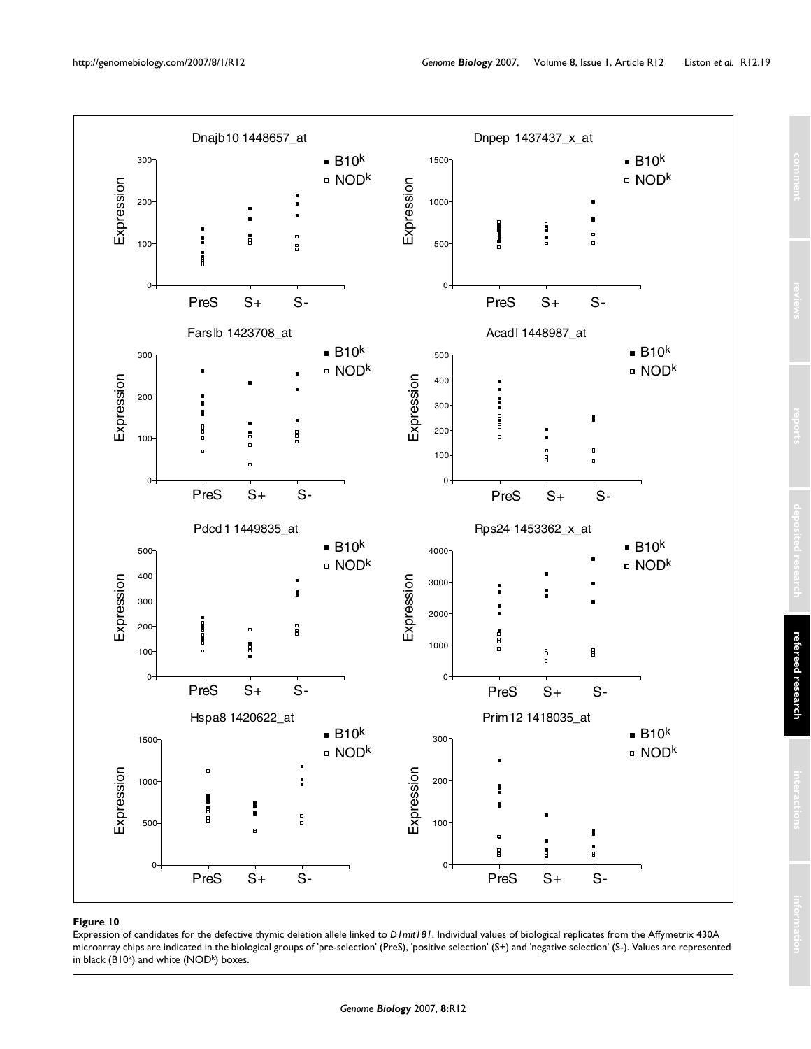**Figure 10**

Expression of candidates for the defective thymic deletion allele linked to *D1mit181*. Individual values of biological replicates from the Affymetrix 430A microarray chips are indicated in the biological groups of 'pre-selection' (PreS), 'positive selection' (S+) and 'negative selection' (S-). Values are represented in black ($B10^k$) and white ($NOD^k$) boxes.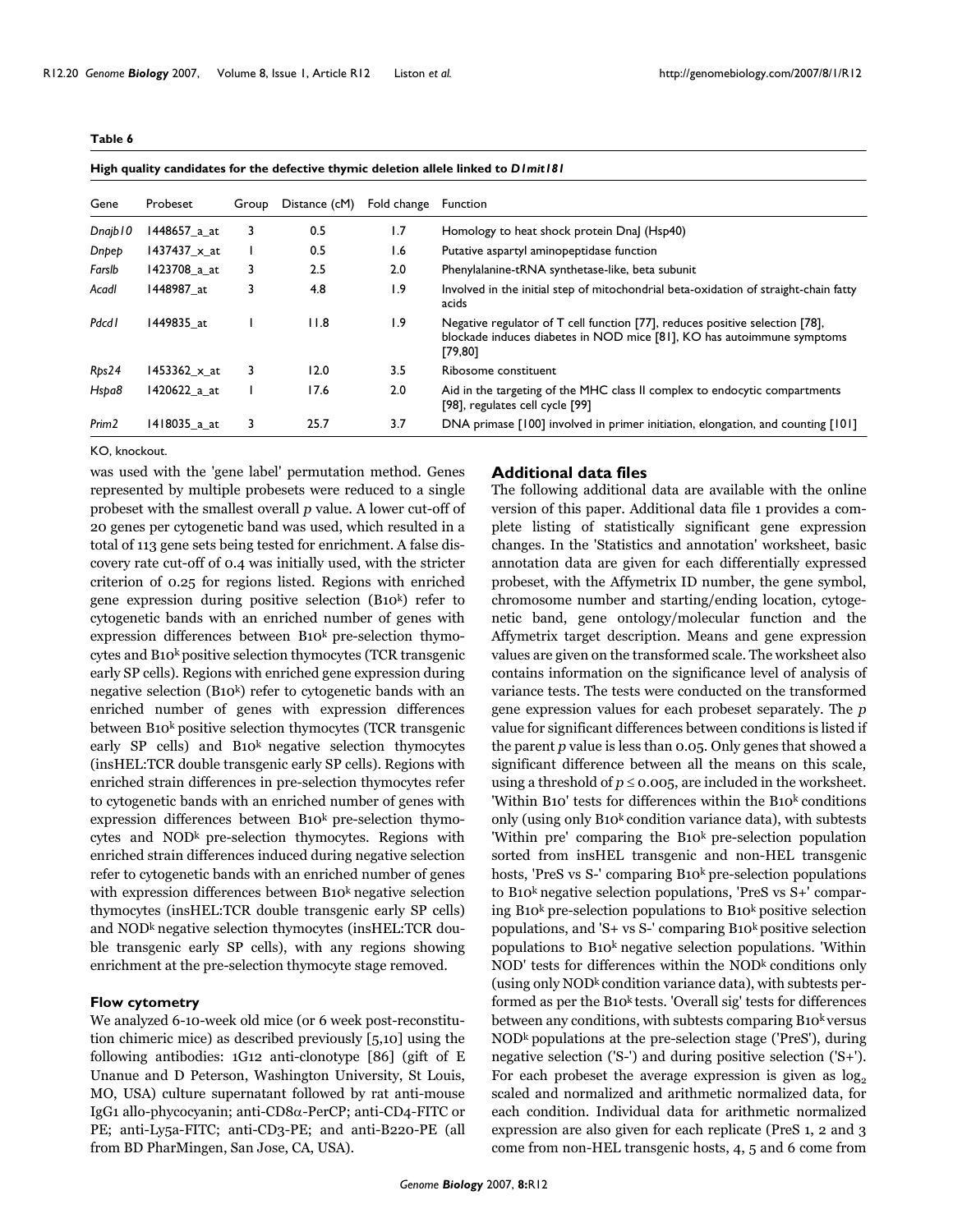**Table 6**

**High quality candidates for the defective thymic deletion allele linked to *D1mit181***

| Gene | Probeset | Group | Distance (cM) | Fold change | Function |
|---|---|---|---|---|---|
| *Dnajb10* | 1448657_a_at | 3 | 0.5 | 1.7 | Homology to heat shock protein DnaJ (Hsp40) |
| *Dnpep* | 1437437_x_at | 1 | 0.5 | 1.6 | Putative aspartyl aminopeptidase function |
| *Farslb* | 1423708_a_at | 3 | 2.5 | 2.0 | Phenylalanine-tRNA synthetase-like, beta subunit |
| *Acadl* | 1448987_at | 3 | 4.8 | 1.9 | Involved in the initial step of mitochondrial beta-oxidation of straight-chain fatty acids |
| *Pdcd1* | 1449835_at | 1 | 11.8 | 1.9 | Negative regulator of T cell function [77], reduces positive selection [78], blockade induces diabetes in NOD mice [81], KO has autoimmune symptoms [79,80] |
| *Rps24* | 1453362_x_at | 3 | 12.0 | 3.5 | Ribosome constituent |
| *Hspa8* | 1420622_a_at | 1 | 17.6 | 2.0 | Aid in the targeting of the MHC class II complex to endocytic compartments [98], regulates cell cycle [99] |
| *Prim2* | 1418035_a_at | 3 | 25.7 | 3.7 | DNA primase [100] involved in primer initiation, elongation, and counting [101] |

KO, knockout.

was used with the 'gene label' permutation method. Genes represented by multiple probesets were reduced to a single probeset with the smallest overall *p* value. A lower cut-off of 20 genes per cytogenetic band was used, which resulted in a total of 113 gene sets being tested for enrichment. A false discovery rate cut-off of 0.4 was initially used, with the stricter criterion of 0.25 for regions listed. Regions with enriched gene expression during positive selection (B10[k]) refer to cytogenetic bands with an enriched number of genes with expression differences between B10[k] pre-selection thymocytes and B10[k] positive selection thymocytes (TCR transgenic early SP cells). Regions with enriched gene expression during negative selection (B10[k]) refer to cytogenetic bands with an enriched number of genes with expression differences between B10[k] positive selection thymocytes (TCR transgenic early SP cells) and B10[k] negative selection thymocytes (insHEL:TCR double transgenic early SP cells). Regions with enriched strain differences in pre-selection thymocytes refer to cytogenetic bands with an enriched number of genes with expression differences between B10[k] pre-selection thymocytes and NOD[k] pre-selection thymocytes. Regions with enriched strain differences induced during negative selection refer to cytogenetic bands with an enriched number of genes with expression differences between B10[k] negative selection thymocytes (insHEL:TCR double transgenic early SP cells) and NOD[k] negative selection thymocytes (insHEL:TCR double transgenic early SP cells), with any regions showing enrichment at the pre-selection thymocyte stage removed.

### Flow cytometry

We analyzed 6-10-week old mice (or 6 week post-reconstitution chimeric mice) as described previously [5,10] using the following antibodies: 1G12 anti-clonotype [86] (gift of E Unanue and D Peterson, Washington University, St Louis, MO, USA) culture supernatant followed by rat anti-mouse IgG1 allo-phycocyanin; anti-CD8α-PerCP; anti-CD4-FITC or PE; anti-Ly5a-FITC; anti-CD3-PE; and anti-B220-PE (all from BD PharMingen, San Jose, CA, USA).

## Additional data files

The following additional data are available with the online version of this paper. Additional data file 1 provides a complete listing of statistically significant gene expression changes. In the 'Statistics and annotation' worksheet, basic annotation data are given for each differentially expressed probeset, with the Affymetrix ID number, the gene symbol, chromosome number and starting/ending location, cytogenetic band, gene ontology/molecular function and the Affymetrix target description. Means and gene expression values are given on the transformed scale. The worksheet also contains information on the significance level of analysis of variance tests. The tests were conducted on the transformed gene expression values for each probeset separately. The *p* value for significant differences between conditions is listed if the parent *p* value is less than 0.05. Only genes that showed a significant difference between all the means on this scale, using a threshold of $p \leq 0.005$, are included in the worksheet. 'Within B10' tests for differences within the B10[k] conditions only (using only B10[k] condition variance data), with subtests 'Within pre' comparing the B10[k] pre-selection population sorted from insHEL transgenic and non-HEL transgenic hosts, 'PreS vs S-' comparing B10[k] pre-selection populations to B10[k] negative selection populations, 'PreS vs S+' comparing B10[k] pre-selection populations to B10[k] positive selection populations, and 'S+ vs S-' comparing B10[k] positive selection populations to B10[k] negative selection populations. 'Within NOD' tests for differences within the NOD[k] conditions only (using only NOD[k] condition variance data), with subtests performed as per the B10[k] tests. 'Overall sig' tests for differences between any conditions, with subtests comparing B10[k] versus NOD[k] populations at the pre-selection stage ('PreS'), during negative selection ('S-') and during positive selection ('S+'). For each probeset the average expression is given as $\log_2$ scaled and normalized and arithmetic normalized data, for each condition. Individual data for arithmetic normalized expression are also given for each replicate (PreS 1, 2 and 3 come from non-HEL transgenic hosts, 4, 5 and 6 come from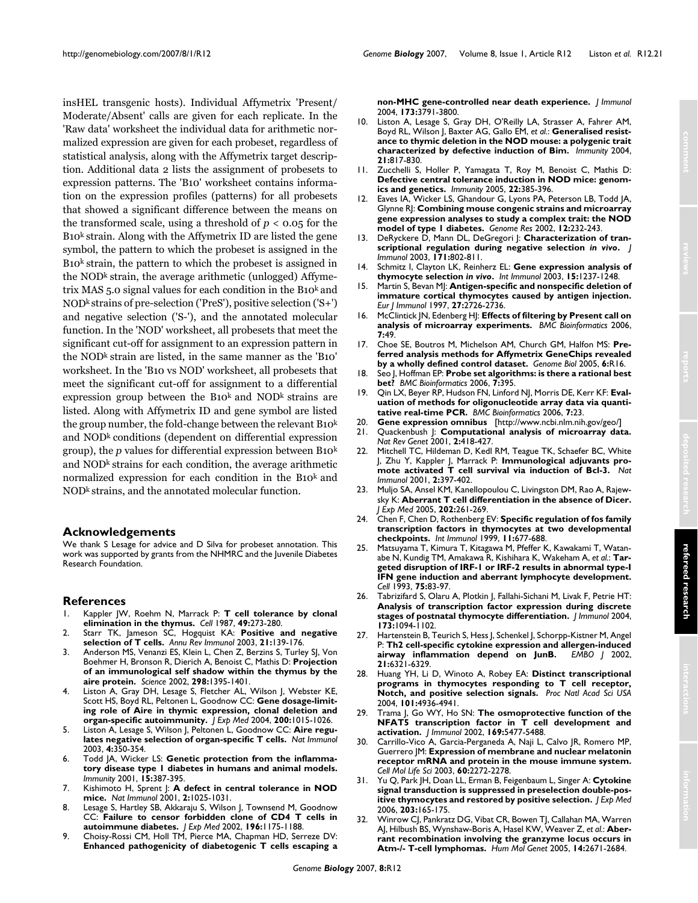insHEL transgenic hosts). Individual Affymetrix 'Present/ Moderate/Absent' calls are given for each replicate. In the 'Raw data' worksheet the individual data for arithmetic normalized expression are given for each probeset, regardless of statistical analysis, along with the Affymetrix target description. Additional data 2 lists the assignment of probesets to expression patterns. The 'B10' worksheet contains information on the expression profiles (patterns) for all probesets that showed a significant difference between the means on the transformed scale, using a threshold of $p < 0.05$ for the $B10^k$ strain. Along with the Affymetrix ID are listed the gene symbol, the pattern to which the probeset is assigned in the $B10^k$ strain, the pattern to which the probeset is assigned in the $NOD^k$ strain, the average arithmetic (unlogged) Affymetrix MAS 5.0 signal values for each condition in the $B10^k$ and $NOD^k$ strains of pre-selection ('PreS'), positive selection ('S+') and negative selection ('S-'), and the annotated molecular function. In the 'NOD' worksheet, all probesets that meet the significant cut-off for assignment to an expression pattern in the $NOD^k$ strain are listed, in the same manner as the 'B10' worksheet. In the 'B10 vs NOD' worksheet, all probesets that meet the significant cut-off for assignment to a differential expression group between the $B10^k$ and $NOD^k$ strains are listed. Along with Affymetrix ID and gene symbol are listed the group number, the fold-change between the relevant $B10^k$ and $NOD^k$ conditions (dependent on differential expression group), the $p$ values for differential expression between $B10^k$ and $NOD^k$ strains for each condition, the average arithmetic normalized expression for each condition in the $B10^k$ and $NOD^k$ strains, and the annotated molecular function.

## Acknowledgements

We thank S Lesage for advice and D Silva for probeset annotation. This work was supported by grants from the NHMRC and the Juvenile Diabetes Research Foundation.

## References

1. Kappler JW, Roehm N, Marrack P: **T cell tolerance by clonal elimination in the thymus.** *Cell* 1987, **49:**273-280.
2. Starr TK, Jameson SC, Hogquist KA: **Positive and negative selection of T cells.** *Annu Rev Immunol* 2003, **21:**139-176.
3. Anderson MS, Venanzi ES, Klein L, Chen Z, Berzins S, Turley SJ, Von Boehmer H, Bronson R, Dierich A, Benoist C, Mathis D: **Projection of an immunological self shadow within the thymus by the aire protein.** *Science* 2002, **298:**1395-1401.
4. Liston A, Gray DH, Lesage S, Fletcher AL, Wilson J, Webster KE, Scott HS, Boyd RL, Peltonen L, Goodnow CC: **Gene dosage-limiting role of Aire in thymic expression, clonal deletion and organ-specific autoimmunity.** *J Exp Med* 2004, **200:**1015-1026.
5. Liston A, Lesage S, Wilson J, Peltonen L, Goodnow CC: **Aire regulates negative selection of organ-specific T cells.** *Nat Immunol* 2003, **4:**350-354.
6. Todd JA, Wicker LS: **Genetic protection from the inflammatory disease type 1 diabetes in humans and animal models.** *Immunity* 2001, **15:**387-395.
7. Kishimoto H, Sprent J: **A defect in central tolerance in NOD mice.** *Nat Immunol* 2001, **2:**1025-1031.
8. Lesage S, Hartley SB, Akkaraju S, Wilson J, Townsend M, Goodnow CC: **Failure to censor forbidden clone of CD4 T cells in autoimmune diabetes.** *J Exp Med* 2002, **196:**1175-1188.
9. Choisy-Rossi CM, Holl TM, Pierce MA, Chapman HD, Serreze DV: **Enhanced pathogenicity of diabetogenic T cells escaping a non-MHC gene-controlled near death experience.** *J Immunol* 2004, **173:**3791-3800.
10. Liston A, Lesage S, Gray DH, O'Reilly LA, Strasser A, Fahrer AM, Boyd RL, Wilson J, Baxter AG, Gallo EM, *et al.*: **Generalised resistance to thymic deletion in the NOD mouse: a polygenic trait characterized by defective induction of Bim.** *Immunity* 2004, **21:**817-830.
11. Zucchelli S, Holler P, Yamagata T, Roy M, Benoist C, Mathis D: **Defective central tolerance induction in NOD mice: genomics and genetics.** *Immunity* 2005, **22:**385-396.
12. Eaves IA, Wicker LS, Ghandour G, Lyons PA, Peterson LB, Todd JA, Glynne RJ: **Combining mouse congenic strains and microarray gene expression analyses to study a complex trait: the NOD model of type 1 diabetes.** *Genome Res* 2002, **12:**232-243.
13. DeRyckere D, Mann DL, DeGregori J: **Characterization of transcriptional regulation during negative selection *in vivo*.** *J Immunol* 2003, **171:**802-811.
14. Schmitz I, Clayton LK, Reinherz EL: **Gene expression analysis of thymocyte selection *in vivo*.** *Int Immunol* 2003, **15:**1237-1248.
15. Martin S, Bevan MJ: **Antigen-specific and nonspecific deletion of immature cortical thymocytes caused by antigen injection.** *Eur J Immunol* 1997, **27:**2726-2736.
16. McClintick JN, Edenberg HJ: **Effects of filtering by Present call on analysis of microarray experiments.** *BMC Bioinformatics* 2006, **7:**49.
17. Choe SE, Boutros M, Michelson AM, Church GM, Halfon MS: **Preferred analysis methods for Affymetrix GeneChips revealed by a wholly defined control dataset.** *Genome Biol* 2005, **6:**R16.
18. Seo J, Hoffman EP: **Probe set algorithms: is there a rational best bet?** *BMC Bioinformatics* 2006, **7:**395.
19. Qin LX, Beyer RP, Hudson FN, Linford NJ, Morris DE, Kerr KF: **Evaluation of methods for oligonucleotide array data via quantitative real-time PCR.** *BMC Bioinformatics* 2006, **7:**23.
20. **Gene expression omnibus** [http://www.ncbi.nlm.nih.gov/geo/]
21. Quackenbush J: **Computational analysis of microarray data.** *Nat Rev Genet* 2001, **2:**418-427.
22. Mitchell TC, Hildeman D, Kedl RM, Teague TK, Schaefer BC, White J, Zhu Y, Kappler J, Marrack P: **Immunological adjuvants promote activated T cell survival via induction of Bcl-3.** *Nat Immunol* 2001, **2:**397-402.
23. Muljo SA, Ansel KM, Kanellopoulou C, Livingston DM, Rao A, Rajewsky K: **Aberrant T cell differentiation in the absence of Dicer.** *J Exp Med* 2005, **202:**261-269.
24. Chen F, Chen D, Rothenberg EV: **Specific regulation of fos family transcription factors in thymocytes at two developmental checkpoints.** *Int Immunol* 1999, **11:**677-688.
25. Matsuyama T, Kimura T, Kitagawa M, Pfeffer K, Kawakami T, Watanabe N, Kundig TM, Amakawa R, Kishihara K, Wakeham A, *et al.*: **Targeted disruption of IRF-1 or IRF-2 results in abnormal type-I IFN gene induction and aberrant lymphocyte development.** *Cell* 1993, **75:**83-97.
26. Tabrizifard S, Olaru A, Plotkin J, Fallahi-Sichani M, Livak F, Petrie HT: **Analysis of transcription factor expression during discrete stages of postnatal thymocyte differentiation.** *J Immunol* 2004, **173:**1094-1102.
27. Hartenstein B, Teurich S, Hess J, Schenkel J, Schorpp-Kistner M, Angel P: **Th2 cell-specific cytokine expression and allergen-induced airway inflammation depend on JunB.** *EMBO J* 2002, **21:**6321-6329.
28. Huang YH, Li D, Winoto A, Robey EA: **Distinct transcriptional programs in thymocytes responding to T cell receptor, Notch, and positive selection signals.** *Proc Natl Acad Sci USA* 2004, **101:**4936-4941.
29. Trama J, Go WY, Ho SN: **The osmoprotective function of the NFAT5 transcription factor in T cell development and activation.** *J Immunol* 2002, **169:**5477-5488.
30. Carrillo-Vico A, Garcia-Perganeda A, Naji L, Calvo JR, Romero MP, Guerrero JM: **Expression of membrane and nuclear melatonin receptor mRNA and protein in the mouse immune system.** *Cell Mol Life Sci* 2003, **60:**2272-2278.
31. Yu Q, Park JH, Doan LL, Erman B, Feigenbaum L, Singer A: **Cytokine signal transduction is suppressed in preselection double-positive thymocytes and restored by positive selection.** *J Exp Med* 2006, **203:**165-175.
32. Winrow CJ, Pankratz DG, Vibat CR, Bowen TJ, Callahan MA, Warren AJ, Hilbush BS, Wynshaw-Boris A, Hasel KW, Weaver Z, *et al.*: **Aberrant recombination involving the granzyme locus occurs in Atm-/- T-cell lymphomas.** *Hum Mol Genet* 2005, **14:**2671-2684.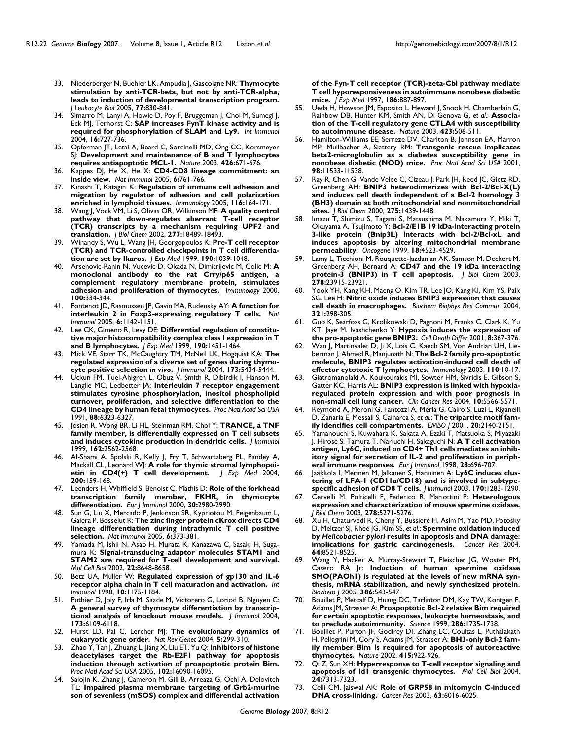33. Niederberger N, Buehler LK, Ampudia J, Gascoigne NR: **Thymocyte stimulation by anti-TCR-beta, but not by anti-TCR-alpha, leads to induction of developmental transcription program.** *J Leukocyte Biol* 2005, **77:**830-841.
34. Simarro M, Lanyi A, Howie D, Poy F, Bruggeman J, Choi M, Sumegi J, Eck MJ, Terhorst C: **SAP increases FynT kinase activity and is required for phosphorylation of SLAM and Ly9.** *Int Immunol* 2004, **16:**727-736.
35. Opferman JT, Letai A, Beard C, Sorcinelli MD, Ong CC, Korsmeyer SJ: **Development and maintenance of B and T lymphocytes requires antiapoptotic MCL-1.** *Nature* 2003, **426:**671-676.
36. Kappes DJ, He X, He X: **CD4-CD8 lineage commitment: an inside view.** *Nat Immunol* 2005, **6:**761-766.
37. Kinashi T, Katagiri K: **Regulation of immune cell adhesion and migration by regulator of adhesion and cell polarization enriched in lymphoid tissues.** *Immunology* 2005, **116:**164-171.
38. Wang J, Vock VM, Li S, Olivas OR, Wilkinson MF: **A quality control pathway that down-regulates aberrant T-cell receptor (TCR) transcripts by a mechanism requiring UPF2 and translation.** *J Biol Chem* 2002, **277:**18489-18493.
39. Winandy S, Wu L, Wang JH, Georgopoulos K: **Pre-T cell receptor (TCR) and TCR-controlled checkpoints in T cell differentiation are set by Ikaros.** *J Exp Med* 1999, **190:**1039-1048.
40. Arsenovic-Ranin N, Vucevic D, Okada N, Dimitrijevic M, Colic M: **A monoclonal antibody to the rat Crry/p65 antigen, a complement regulatory membrane protein, stimulates adhesion and proliferation of thymocytes.** *Immunology* 2000, **100:**334-344.
41. Fontenot JD, Rasmussen JP, Gavin MA, Rudensky AY: **A function for interleukin 2 in Foxp3-expressing regulatory T cells.** *Nat Immunol* 2005, **6:**1142-1151.
42. Lee CK, Gimeno R, Levy DE: **Differential regulation of constitutive major histocompatibility complex class I expression in T and B lymphocytes.** *J Exp Med* 1999, **190:**1451-1464.
43. Mick VE, Starr TK, McCaughtry TM, McNeil LK, Hogquist KA: **The regulated expression of a diverse set of genes during thymocyte positive selection *in vivo*.** *J Immunol* 2004, **173:**5434-5444.
44. Uckun FM, Tuel-Ahlgren L, Obuz V, Smith R, Dibirdik I, Hanson M, Langlie MC, Ledbetter JA: **Interleukin 7 receptor engagement stimulates tyrosine phosphorylation, inositol phospholipid turnover, proliferation, and selective differentiation to the CD4 lineage by human fetal thymocytes.** *Proc Natl Acad Sci USA* 1991, **88:**6323-6327.
45. Josien R, Wong BR, Li HL, Steinman RM, Choi Y: **TRANCE, a TNF family member, is differentially expressed on T cell subsets and induces cytokine production in dendritic cells.** *J Immunol* 1999, **162:**2562-2568.
46. Al-Shami A, Spolski R, Kelly J, Fry T, Schwartzberg PL, Pandey A, Mackall CL, Leonard WJ: **A role for thymic stromal lymphopoietin in CD4(+) T cell development.** *J Exp Med* 2004, **200:**159-168.
47. Leenders H, Whiffield S, Benoist C, Mathis D: **Role of the forkhead transcription family member, FKHR, in thymocyte differentiation.** *Eur J Immunol* 2000, **30:**2980-2990.
48. Sun G, Liu X, Mercado P, Jenkinson SR, Kypriotou M, Feigenbaum L, Galera P, Bosselut R: **The zinc finger protein cKrox directs CD4 lineage differentiation during intrathymic T cell positive selection.** *Nat Immunol* 2005, **6:**373-381.
49. Yamada M, Ishii N, Asao H, Murata K, Kanazawa C, Sasaki H, Sugamura K: **Signal-transducing adaptor molecules STAM1 and STAM2 are required for T-cell development and survival.** *Mol Cell Biol* 2002, **22:**8648-8658.
50. Betz UA, Muller W: **Regulated expression of gp130 and IL-6 receptor alpha chain in T cell maturation and activation.** *Int Immunol* 1998, **10:**1175-1184.
51. Puthier D, Joly F, Irla M, Saade M, Victorero G, Loriod B, Nguyen C: **A general survey of thymocyte differentiation by transcriptional analysis of knockout mouse models.** *J Immunol* 2004, **173:**6109-6118.
52. Hurst LD, Pal C, Lercher MJ: **The evolutionary dynamics of eukaryotic gene order.** *Nat Rev Genet* 2004, **5:**299-310.
53. Zhao Y, Tan J, Zhuang L, Jiang X, Liu ET, Yu Q: **Inhibitors of histone deacetylases target the Rb-E2F1 pathway for apoptosis induction through activation of proapoptotic protein Bim.** *Proc Natl Acad Sci USA* 2005, **102:**16090-16095.
54. Salojin K, Zhang J, Cameron M, Gill B, Arreaza G, Ochi A, Delovitch TL: **Impaired plasma membrane targeting of Grb2-murine son of sevenless (mSOS) complex and differential activation of the Fyn-T cell receptor (TCR)-zeta-Cbl pathway mediate T cell hyporesponsiveness in autoimmune nonobese diabetic mice.** *J Exp Med* 1997, **186:**887-897.
55. Ueda H, Howson JM, Esposito L, Heward J, Snook H, Chamberlain G, Rainbow DB, Hunter KM, Smith AN, Di Genova G, *et al.*: **Association of the T-cell regulatory gene CTLA4 with susceptibility to autoimmune disease.** *Nature* 2003, **423:**506-511.
56. Hamilton-Williams EE, Serreze DV, Charlton B, Johnson EA, Marron MP, Mullbacher A, Slattery RM: **Transgenic rescue implicates beta2-microglobulin as a diabetes susceptibility gene in nonobese diabetic (NOD) mice.** *Proc Natl Acad Sci USA* 2001, **98:**11533-11538.
57. Ray R, Chen G, Vande Velde C, Cizeau J, Park JH, Reed JC, Gietz RD, Greenberg AH: **BNIP3 heterodimerizes with Bcl-2/Bcl-X(L) and induces cell death independent of a Bcl-2 homology 3 (BH3) domain at both mitochondrial and nonmitochondrial sites.** *J Biol Chem* 2000, **275:**1439-1448.
58. Imazu T, Shimizu S, Tagami S, Matsushima M, Nakamura Y, Miki T, Okuyama A, Tsujimoto Y: **Bcl-2/E1B 19 kDa-interacting protein 3-like protein (Bnip3L) interacts with bcl-2/Bcl-xL and induces apoptosis by altering mitochondrial membrane permeability.** *Oncogene* 1999, **18:**4523-4529.
59. Lamy L, Ticchioni M, Rouquette-Jazdanian AK, Samson M, Deckert M, Greenberg AH, Bernard A: **CD47 and the 19 kDa interacting protein-3 (BNIP3) in T cell apoptosis.** *J Biol Chem* 2003, **278:**23915-23921.
60. Yook YH, Kang KH, Maeng O, Kim TR, Lee JO, Kang KI, Kim YS, Paik SG, Lee H: **Nitric oxide induces BNIP3 expression that causes cell death in macrophages.** *Biochem Biophys Res Commun* 2004, **321:**298-305.
61. Guo K, Searfoss G, Krolikowski D, Pagnoni M, Franks C, Clark K, Yu KT, Jaye M, Ivashchenko Y: **Hypoxia induces the expression of the pro-apoptotic gene BNIP3.** *Cell Death Differ* 2001, **8:**367-376.
62. Wan J, Martinvalet D, Ji X, Lois C, Kaech SM, Von Andrian UH, Lieberman J, Ahmed R, Manjunath N: **The Bcl-2 family pro-apoptotic molecule, BNIP3 regulates activation-induced cell death of effector cytotoxic T lymphocytes.** *Immunology* 2003, **110:**10-17.
63. Giatromanolaki A, Koukourakis MI, Sowter HM, Sivridis E, Gibson S, Gatter KC, Harris AL: **BNIP3 expression is linked with hypoxia-regulated protein expression and with poor prognosis in non-small cell lung cancer.** *Clin Cancer Res* 2004, **10:**5566-5571.
64. Reymond A, Meroni G, Fantozzi A, Merla G, Cairo S, Luzi L, Riganelli D, Zanaria E, Messali S, Cainarca S, *et al.*: **The tripartite motif family identifies cell compartments.** *EMBO J* 2001, **20:**2140-2151.
65. Yamanouchi S, Kuwahara K, Sakata A, Ezaki T, Matsuoka S, Miyazaki J, Hirose S, Tamura T, Nariuchi H, Sakaguchi N: **A T cell activation antigen, Ly6C, induced on CD4+ Th1 cells mediates an inhibitory signal for secretion of IL-2 and proliferation in peripheral immune responses.** *Eur J Immunol* 1998, **28:**696-707.
66. Jaakkola I, Merinen M, Jalkanen S, Hanninen A: **Ly6C induces clustering of LFA-1 (CD11a/CD18) and is involved in subtype-specific adhesion of CD8 T cells.** *J Immunol* 2003, **170:**1283-1290.
67. Cervelli M, Polticelli F, Federico R, Mariottini P: **Heterologous expression and characterization of mouse spermine oxidase.** *J Biol Chem* 2003, **278:**5271-5276.
68. Xu H, Chaturvedi R, Cheng Y, Bussiere FI, Asim M, Yao MD, Potosky D, Meltzer SJ, Rhee JG, Kim SS, *et al.*: **Spermine oxidation induced by *Helicobacter pylori* results in apoptosis and DNA damage: implications for gastric carcinogenesis.** *Cancer Res* 2004, **64:**8521-8525.
69. Wang Y, Hacker A, Murray-Stewart T, Fleischer JG, Woster PM, Casero RA Jr: **Induction of human spermine oxidase SMO(PAOh1) is regulated at the levels of new mRNA synthesis, mRNA stabilization, and newly synthesized protein.** *Biochem J* 2005, **386:**543-547.
70. Bouillet P, Metcalf D, Huang DC, Tarlinton DM, Kay TW, Kontgen F, Adams JM, Strasser A: **Proapoptotic Bcl-2 relative Bim required for certain apoptotic responses, leukocyte homeostasis, and to preclude autoimmunity.** *Science* 1999, **286:**1735-1738.
71. Bouillet P, Purton JF, Godfrey DI, Zhang LC, Coultas L, Puthalakath H, Pellegrini M, Cory S, Adams JM, Strasser A: **BH3-only Bcl-2 family member Bim is required for apoptosis of autoreactive thymocytes.** *Nature* 2002, **415:**922-926.
72. Qi Z, Sun XH: **Hyperresponse to T-cell receptor signaling and apoptosis of Id1 transgenic thymocytes.** *Mol Cell Biol* 2004, **24:**7313-7323.
73. Celli CM, Jaiswal AK: **Role of GRP58 in mitomycin C-induced DNA cross-linking.** *Cancer Res* 2003, **63:**6016-6025.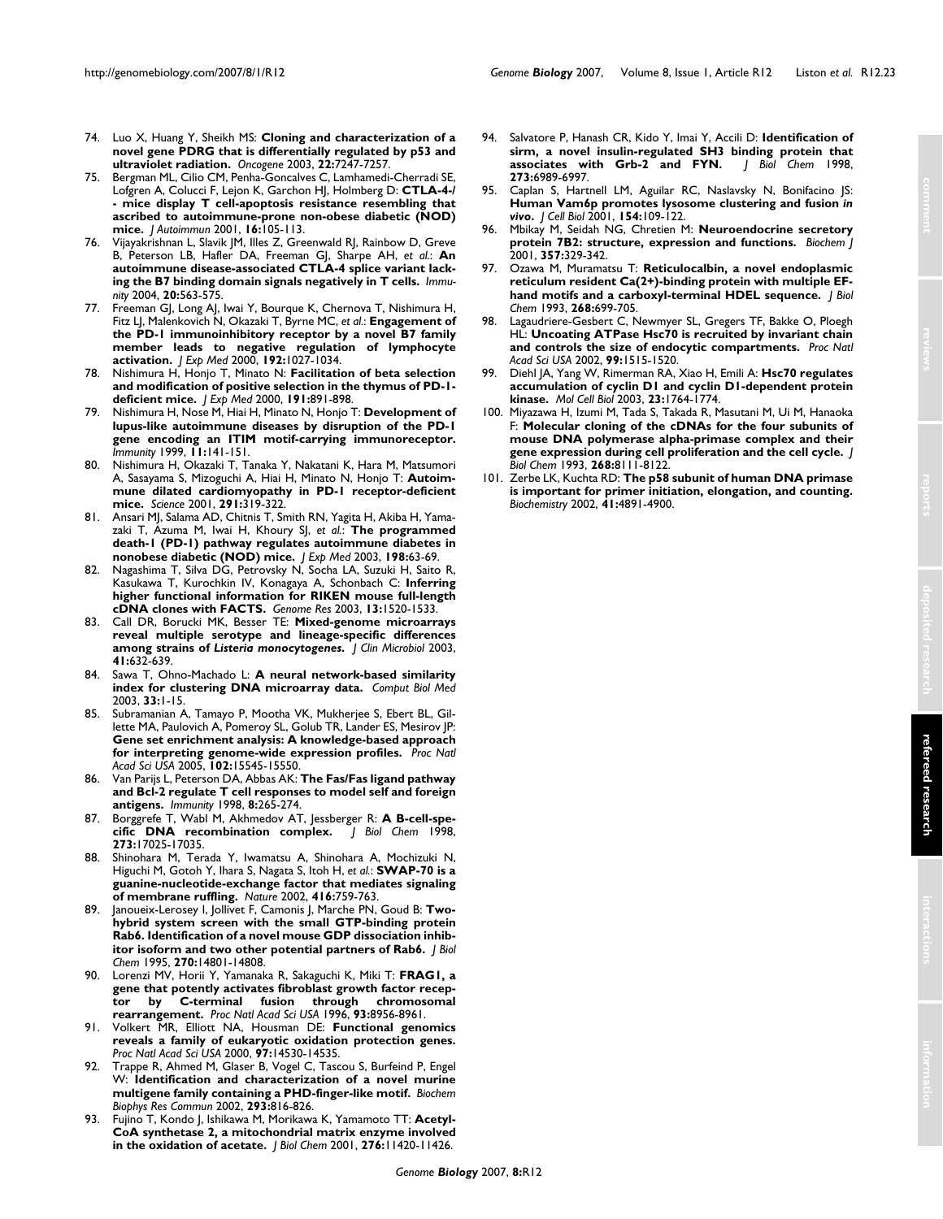74. Luo X, Huang Y, Sheikh MS: **Cloning and characterization of a novel gene PDRG that is differentially regulated by p53 and ultraviolet radiation.** *Oncogene* 2003, **22:**7247-7257.
75. Bergman ML, Cilio CM, Penha-Goncalves C, Lamhamedi-Cherradi SE, Lofgren A, Colucci F, Lejon K, Garchon HJ, Holmberg D: **CTLA-4-/- mice display T cell-apoptosis resistance resembling that ascribed to autoimmune-prone non-obese diabetic (NOD) mice.** *J Autoimmun* 2001, **16:**105-113.
76. Vijayakrishnan L, Slavik JM, Illes Z, Greenwald RJ, Rainbow D, Greve B, Peterson LB, Hafler DA, Freeman GJ, Sharpe AH, *et al.*: **An autoimmune disease-associated CTLA-4 splice variant lacking the B7 binding domain signals negatively in T cells.** *Immunity* 2004, **20:**563-575.
77. Freeman GJ, Long AJ, Iwai Y, Bourque K, Chernova T, Nishimura H, Fitz LJ, Malenkovich N, Okazaki T, Byrne MC, *et al.*: **Engagement of the PD-1 immunoinhibitory receptor by a novel B7 family member leads to negative regulation of lymphocyte activation.** *J Exp Med* 2000, **192:**1027-1034.
78. Nishimura H, Honjo T, Minato N: **Facilitation of beta selection and modification of positive selection in the thymus of PD-1-deficient mice.** *J Exp Med* 2000, **191:**891-898.
79. Nishimura H, Nose M, Hiai H, Minato N, Honjo T: **Development of lupus-like autoimmune diseases by disruption of the PD-1 gene encoding an ITIM motif-carrying immunoreceptor.** *Immunity* 1999, **11:**141-151.
80. Nishimura H, Okazaki T, Tanaka Y, Nakatani K, Hara M, Matsumori A, Sasayama S, Mizoguchi A, Hiai H, Minato N, Honjo T: **Autoimmune dilated cardiomyopathy in PD-1 receptor-deficient mice.** *Science* 2001, **291:**319-322.
81. Ansari MJ, Salama AD, Chitnis T, Smith RN, Yagita H, Akiba H, Yamazaki T, Azuma M, Iwai H, Khoury SJ, *et al.*: **The programmed death-1 (PD-1) pathway regulates autoimmune diabetes in nonobese diabetic (NOD) mice.** *J Exp Med* 2003, **198:**63-69.
82. Nagashima T, Silva DG, Petrovsky N, Socha LA, Suzuki H, Saito R, Kasukawa T, Kurochkin IV, Konagaya A, Schonbach C: **Inferring higher functional information for RIKEN mouse full-length cDNA clones with FACTS.** *Genome Res* 2003, **13:**1520-1533.
83. Call DR, Borucki MK, Besser TE: **Mixed-genome microarrays reveal multiple serotype and lineage-specific differences among strains of *Listeria monocytogenes*.** *J Clin Microbiol* 2003, **41:**632-639.
84. Sawa T, Ohno-Machado L: **A neural network-based similarity index for clustering DNA microarray data.** *Comput Biol Med* 2003, **33:**1-15.
85. Subramanian A, Tamayo P, Mootha VK, Mukherjee S, Ebert BL, Gillette MA, Paulovich A, Pomeroy SL, Golub TR, Lander ES, Mesirov JP: **Gene set enrichment analysis: A knowledge-based approach for interpreting genome-wide expression profiles.** *Proc Natl Acad Sci USA* 2005, **102:**15545-15550.
86. Van Parijs L, Peterson DA, Abbas AK: **The Fas/Fas ligand pathway and Bcl-2 regulate T cell responses to model self and foreign antigens.** *Immunity* 1998, **8:**265-274.
87. Borggrefe T, Wabl M, Akhmedov AT, Jessberger R: **A B-cell-specific DNA recombination complex.** *J Biol Chem* 1998, **273:**17025-17035.
88. Shinohara M, Terada Y, Iwamatsu A, Shinohara A, Mochizuki N, Higuchi M, Gotoh Y, Ihara S, Nagata S, Itoh H, *et al.*: **SWAP-70 is a guanine-nucleotide-exchange factor that mediates signaling of membrane ruffling.** *Nature* 2002, **416:**759-763.
89. Janoueix-Lerosey I, Jollivet F, Camonis J, Marche PN, Goud B: **Two-hybrid system screen with the small GTP-binding protein Rab6. Identification of a novel mouse GDP dissociation inhibitor isoform and two other potential partners of Rab6.** *J Biol Chem* 1995, **270:**14801-14808.
90. Lorenzi MV, Horii Y, Yamanaka R, Sakaguchi K, Miki T: **FRAG1, a gene that potently activates fibroblast growth factor receptor by C-terminal fusion through chromosomal rearrangement.** *Proc Natl Acad Sci USA* 1996, **93:**8956-8961.
91. Volkert MR, Elliott NA, Housman DE: **Functional genomics reveals a family of eukaryotic oxidation protection genes.** *Proc Natl Acad Sci USA* 2000, **97:**14530-14535.
92. Trappe R, Ahmed M, Glaser B, Vogel C, Tascou S, Burfeind P, Engel W: **Identification and characterization of a novel murine multigene family containing a PHD-finger-like motif.** *Biochem Biophys Res Commun* 2002, **293:**816-826.
93. Fujino T, Kondo J, Ishikawa M, Morikawa K, Yamamoto TT: **Acetyl-CoA synthetase 2, a mitochondrial matrix enzyme involved in the oxidation of acetate.** *J Biol Chem* 2001, **276:**11420-11426.
94. Salvatore P, Hanash CR, Kido Y, Imai Y, Accili D: **Identification of sirm, a novel insulin-regulated SH3 binding protein that associates with Grb-2 and FYN.** *J Biol Chem* 1998, **273:**6989-6997.
95. Caplan S, Hartnell LM, Aguilar RC, Naslavsky N, Bonifacino JS: **Human Vam6p promotes lysosome clustering and fusion *in vivo*.** *J Cell Biol* 2001, **154:**109-122.
96. Mbikay M, Seidah NG, Chretien M: **Neuroendocrine secretory protein 7B2: structure, expression and functions.** *Biochem J* 2001, **357:**329-342.
97. Ozawa M, Muramatsu T: **Reticulocalbin, a novel endoplasmic reticulum resident Ca(2+)-binding protein with multiple EF-hand motifs and a carboxyl-terminal HDEL sequence.** *J Biol Chem* 1993, **268:**699-705.
98. Lagaudriere-Gesbert C, Newmyer SL, Gregers TF, Bakke O, Ploegh HL: **Uncoating ATPase Hsc70 is recruited by invariant chain and controls the size of endocytic compartments.** *Proc Natl Acad Sci USA* 2002, **99:**1515-1520.
99. Diehl JA, Yang W, Rimerman RA, Xiao H, Emili A: **Hsc70 regulates accumulation of cyclin D1 and cyclin D1-dependent protein kinase.** *Mol Cell Biol* 2003, **23:**1764-1774.
100. Miyazawa H, Izumi M, Tada S, Takada R, Masutani M, Ui M, Hanaoka F: **Molecular cloning of the cDNAs for the four subunits of mouse DNA polymerase alpha-primase complex and their gene expression during cell proliferation and the cell cycle.** *J Biol Chem* 1993, **268:**8111-8122.
101. Zerbe LK, Kuchta RD: **The p58 subunit of human DNA primase is important for primer initiation, elongation, and counting.** *Biochemistry* 2002, **41:**4891-4900.